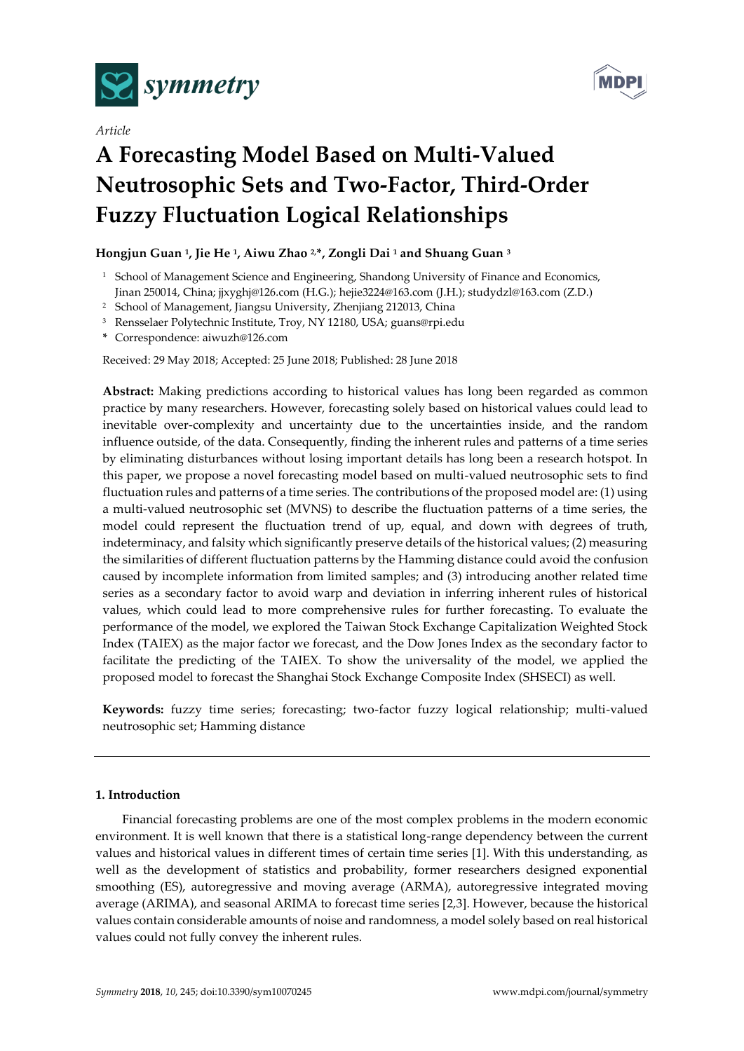Article

# A Forecasting Model Based on Multi-Valued Neutrosophic Sets and Two-Factor, Third-Order Fuzzy Fluctuation Logical Relationships

**Hongjun Guan [1], Jie He [1], Aiwu Zhao [2,*], Zongli Dai [1] and Shuang Guan [3]**

[1] School of Management Science and Engineering, Shandong University of Finance and Economics, Jinan 250014, China; jjxyghj@126.com (H.G.); hejie3224@163.com (J.H.); studydzl@163.com (Z.D.)

[2] School of Management, Jiangsu University, Zhenjiang 212013, China

[3] Rensselaer Polytechnic Institute, Troy, NY 12180, USA; guans@rpi.edu

\* Correspondence: aiwuzh@126.com

Received: 29 May 2018; Accepted: 25 June 2018; Published: 28 June 2018

**Abstract:** Making predictions according to historical values has long been regarded as common practice by many researchers. However, forecasting solely based on historical values could lead to inevitable over-complexity and uncertainty due to the uncertainties inside, and the random influence outside, of the data. Consequently, finding the inherent rules and patterns of a time series by eliminating disturbances without losing important details has long been a research hotspot. In this paper, we propose a novel forecasting model based on multi-valued neutrosophic sets to find fluctuation rules and patterns of a time series. The contributions of the proposed model are: (1) using a multi-valued neutrosophic set (MVNS) to describe the fluctuation patterns of a time series, the model could represent the fluctuation trend of up, equal, and down with degrees of truth, indeterminacy, and falsity which significantly preserve details of the historical values; (2) measuring the similarities of different fluctuation patterns by the Hamming distance could avoid the confusion caused by incomplete information from limited samples; and (3) introducing another related time series as a secondary factor to avoid warp and deviation in inferring inherent rules of historical values, which could lead to more comprehensive rules for further forecasting. To evaluate the performance of the model, we explored the Taiwan Stock Exchange Capitalization Weighted Stock Index (TAIEX) as the major factor we forecast, and the Dow Jones Index as the secondary factor to facilitate the predicting of the TAIEX. To show the universality of the model, we applied the proposed model to forecast the Shanghai Stock Exchange Composite Index (SHSECI) as well.

**Keywords:** fuzzy time series; forecasting; two-factor fuzzy logical relationship; multi-valued neutrosophic set; Hamming distance

## 1. Introduction

Financial forecasting problems are one of the most complex problems in the modern economic environment. It is well known that there is a statistical long-range dependency between the current values and historical values in different times of certain time series [1]. With this understanding, as well as the development of statistics and probability, former researchers designed exponential smoothing (ES), autoregressive and moving average (ARMA), autoregressive integrated moving average (ARIMA), and seasonal ARIMA to forecast time series [2,3]. However, because the historical values contain considerable amounts of noise and randomness, a model solely based on real historical values could not fully convey the inherent rules.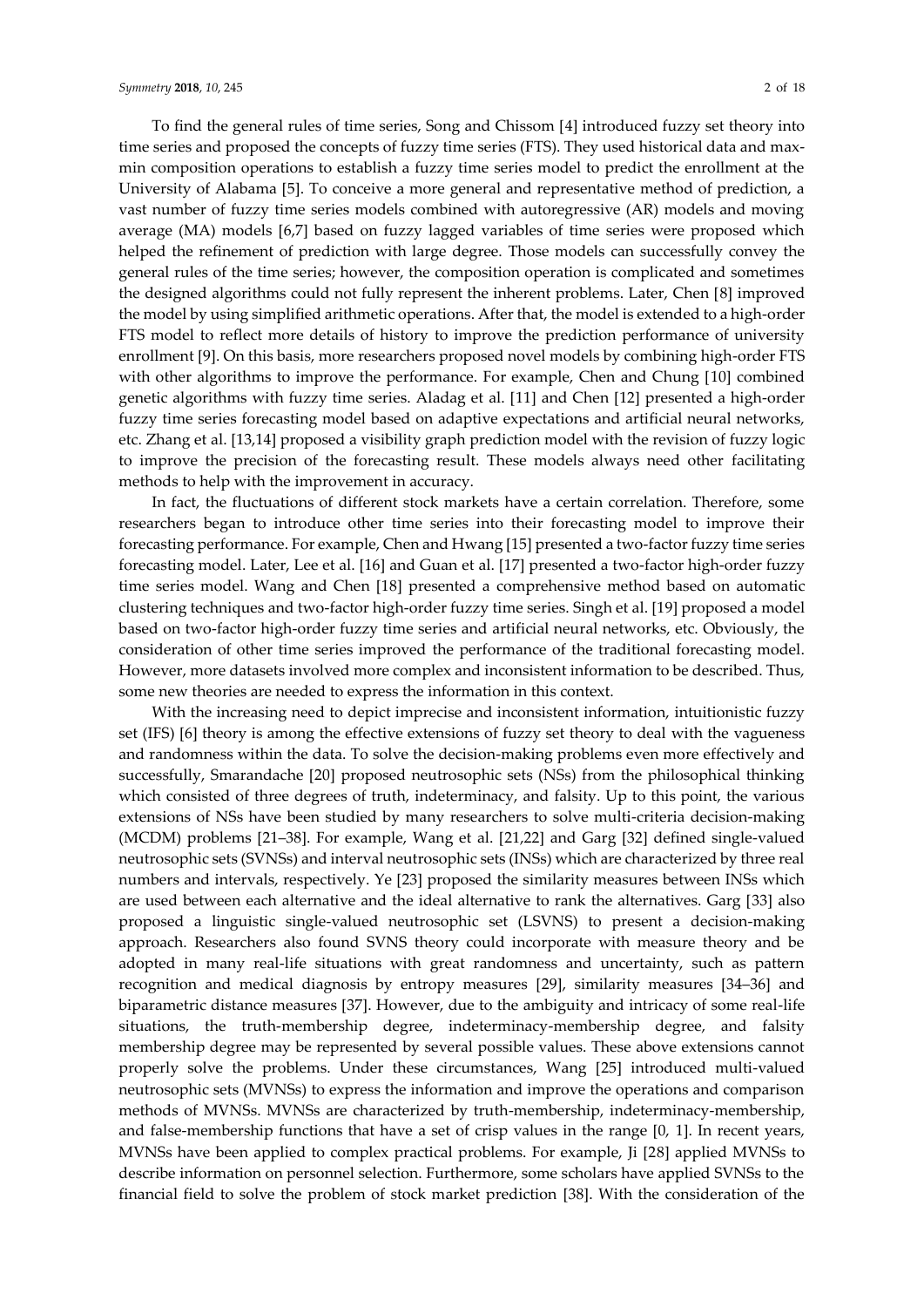To find the general rules of time series, Song and Chissom [4] introduced fuzzy set theory into time series and proposed the concepts of fuzzy time series (FTS). They used historical data and max-min composition operations to establish a fuzzy time series model to predict the enrollment at the University of Alabama [5]. To conceive a more general and representative method of prediction, a vast number of fuzzy time series models combined with autoregressive (AR) models and moving average (MA) models [6,7] based on fuzzy lagged variables of time series were proposed which helped the refinement of prediction with large degree. Those models can successfully convey the general rules of the time series; however, the composition operation is complicated and sometimes the designed algorithms could not fully represent the inherent problems. Later, Chen [8] improved the model by using simplified arithmetic operations. After that, the model is extended to a high-order FTS model to reflect more details of history to improve the prediction performance of university enrollment [9]. On this basis, more researchers proposed novel models by combining high-order FTS with other algorithms to improve the performance. For example, Chen and Chung [10] combined genetic algorithms with fuzzy time series. Aladag et al. [11] and Chen [12] presented a high-order fuzzy time series forecasting model based on adaptive expectations and artificial neural networks, etc. Zhang et al. [13,14] proposed a visibility graph prediction model with the revision of fuzzy logic to improve the precision of the forecasting result. These models always need other facilitating methods to help with the improvement in accuracy.

In fact, the fluctuations of different stock markets have a certain correlation. Therefore, some researchers began to introduce other time series into their forecasting model to improve their forecasting performance. For example, Chen and Hwang [15] presented a two-factor fuzzy time series forecasting model. Later, Lee et al. [16] and Guan et al. [17] presented a two-factor high-order fuzzy time series model. Wang and Chen [18] presented a comprehensive method based on automatic clustering techniques and two-factor high-order fuzzy time series. Singh et al. [19] proposed a model based on two-factor high-order fuzzy time series and artificial neural networks, etc. Obviously, the consideration of other time series improved the performance of the traditional forecasting model. However, more datasets involved more complex and inconsistent information to be described. Thus, some new theories are needed to express the information in this context.

With the increasing need to depict imprecise and inconsistent information, intuitionistic fuzzy set (IFS) [6] theory is among the effective extensions of fuzzy set theory to deal with the vagueness and randomness within the data. To solve the decision-making problems even more effectively and successfully, Smarandache [20] proposed neutrosophic sets (NSs) from the philosophical thinking which consisted of three degrees of truth, indeterminacy, and falsity. Up to this point, the various extensions of NSs have been studied by many researchers to solve multi-criteria decision-making (MCDM) problems [21–38]. For example, Wang et al. [21,22] and Garg [32] defined single-valued neutrosophic sets (SVNSs) and interval neutrosophic sets (INSs) which are characterized by three real numbers and intervals, respectively. Ye [23] proposed the similarity measures between INSs which are used between each alternative and the ideal alternative to rank the alternatives. Garg [33] also proposed a linguistic single-valued neutrosophic set (LSVNS) to present a decision-making approach. Researchers also found SVNS theory could incorporate with measure theory and be adopted in many real-life situations with great randomness and uncertainty, such as pattern recognition and medical diagnosis by entropy measures [29], similarity measures [34–36] and biparametric distance measures [37]. However, due to the ambiguity and intricacy of some real-life situations, the truth-membership degree, indeterminacy-membership degree, and falsity membership degree may be represented by several possible values. These above extensions cannot properly solve the problems. Under these circumstances, Wang [25] introduced multi-valued neutrosophic sets (MVNSs) to express the information and improve the operations and comparison methods of MVNSs. MVNSs are characterized by truth-membership, indeterminacy-membership, and false-membership functions that have a set of crisp values in the range [0, 1]. In recent years, MVNSs have been applied to complex practical problems. For example, Ji [28] applied MVNSs to describe information on personnel selection. Furthermore, some scholars have applied SVNSs to the financial field to solve the problem of stock market prediction [38]. With the consideration of the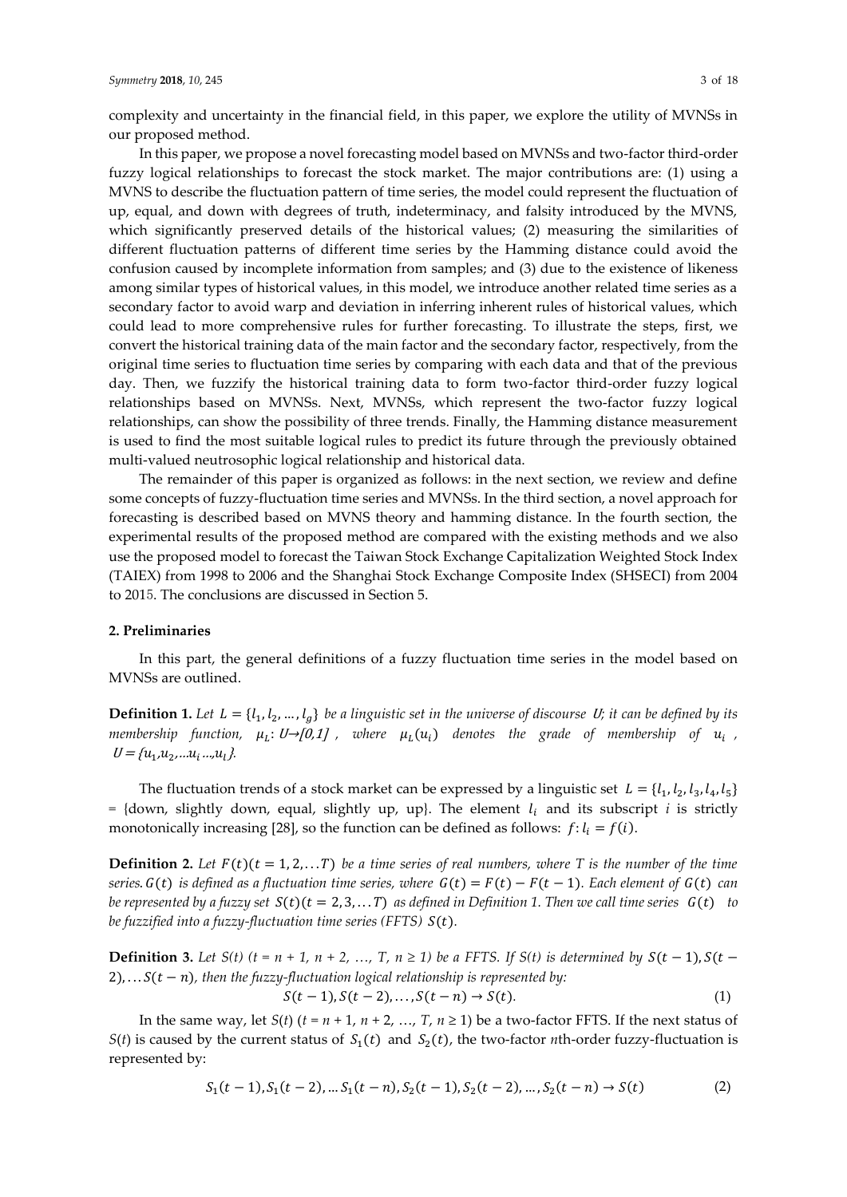complexity and uncertainty in the financial field, in this paper, we explore the utility of MVNSs in our proposed method.

In this paper, we propose a novel forecasting model based on MVNSs and two-factor third-order fuzzy logical relationships to forecast the stock market. The major contributions are: (1) using a MVNS to describe the fluctuation pattern of time series, the model could represent the fluctuation of up, equal, and down with degrees of truth, indeterminacy, and falsity introduced by the MVNS, which significantly preserved details of the historical values; (2) measuring the similarities of different fluctuation patterns of different time series by the Hamming distance could avoid the confusion caused by incomplete information from samples; and (3) due to the existence of likeness among similar types of historical values, in this model, we introduce another related time series as a secondary factor to avoid warp and deviation in inferring inherent rules of historical values, which could lead to more comprehensive rules for further forecasting. To illustrate the steps, first, we convert the historical training data of the main factor and the secondary factor, respectively, from the original time series to fluctuation time series by comparing with each data and that of the previous day. Then, we fuzzify the historical training data to form two-factor third-order fuzzy logical relationships based on MVNSs. Next, MVNSs, which represent the two-factor fuzzy logical relationships, can show the possibility of three trends. Finally, the Hamming distance measurement is used to find the most suitable logical rules to predict its future through the previously obtained multi-valued neutrosophic logical relationship and historical data.

The remainder of this paper is organized as follows: in the next section, we review and define some concepts of fuzzy-fluctuation time series and MVNSs. In the third section, a novel approach for forecasting is described based on MVNS theory and hamming distance. In the fourth section, the experimental results of the proposed method are compared with the existing methods and we also use the proposed model to forecast the Taiwan Stock Exchange Capitalization Weighted Stock Index (TAIEX) from 1998 to 2006 and the Shanghai Stock Exchange Composite Index (SHSECI) from 2004 to 2015. The conclusions are discussed in Section 5.

## 2. Preliminaries

In this part, the general definitions of a fuzzy fluctuation time series in the model based on MVNSs are outlined.

**Definition 1.** *Let $L = \{l_1, l_2, \ldots, l_g\}$ be a linguistic set in the universe of discourse U; it can be defined by its membership function, $\mu_L: U \rightarrow [0,1]$, where $\mu_L(u_i)$ denotes the grade of membership of $u_i$, $U = \{u_1, u_2, \ldots u_i \ldots, u_l\}$.*

The fluctuation trends of a stock market can be expressed by a linguistic set $L = \{l_1, l_2, l_3, l_4, l_5\}$ = {down, slightly down, equal, slightly up, up}. The element $l_i$ and its subscript $i$ is strictly monotonically increasing [28], so the function can be defined as follows: $f: l_i = f(i)$.

**Definition 2.** *Let $F(t)(t = 1, 2, \ldots T)$ be a time series of real numbers, where T is the number of the time series. $G(t)$ is defined as a fluctuation time series, where $G(t) = F(t) - F(t-1)$. Each element of $G(t)$ can be represented by a fuzzy set $S(t)(t = 2, 3, \ldots T)$ as defined in Definition 1. Then we call time series $G(t)$ to be fuzzified into a fuzzy-fluctuation time series (FFTS) $S(t)$.*

**Definition 3.** *Let $S(t)$ ($t = n + 1, n + 2, \ldots, T, n \geq 1$) be a FFTS. If $S(t)$ is determined by $S(t-1), S(t-2), \ldots S(t-n)$, then the fuzzy-fluctuation logical relationship is represented by:*

$$S(t-1), S(t-2), \ldots, S(t-n) \rightarrow S(t). \tag{1}$$

In the same way, let $S(t)$ ($t = n + 1, n + 2, \ldots, T, n \geq 1$) be a two-factor FFTS. If the next status of $S(t)$ is caused by the current status of $S_1(t)$ and $S_2(t)$, the two-factor $n$th-order fuzzy-fluctuation is represented by:

$$S_1(t-1), S_1(t-2), \ldots S_1(t-n), S_2(t-1), S_2(t-2), \ldots, S_2(t-n) \rightarrow S(t) \tag{2}$$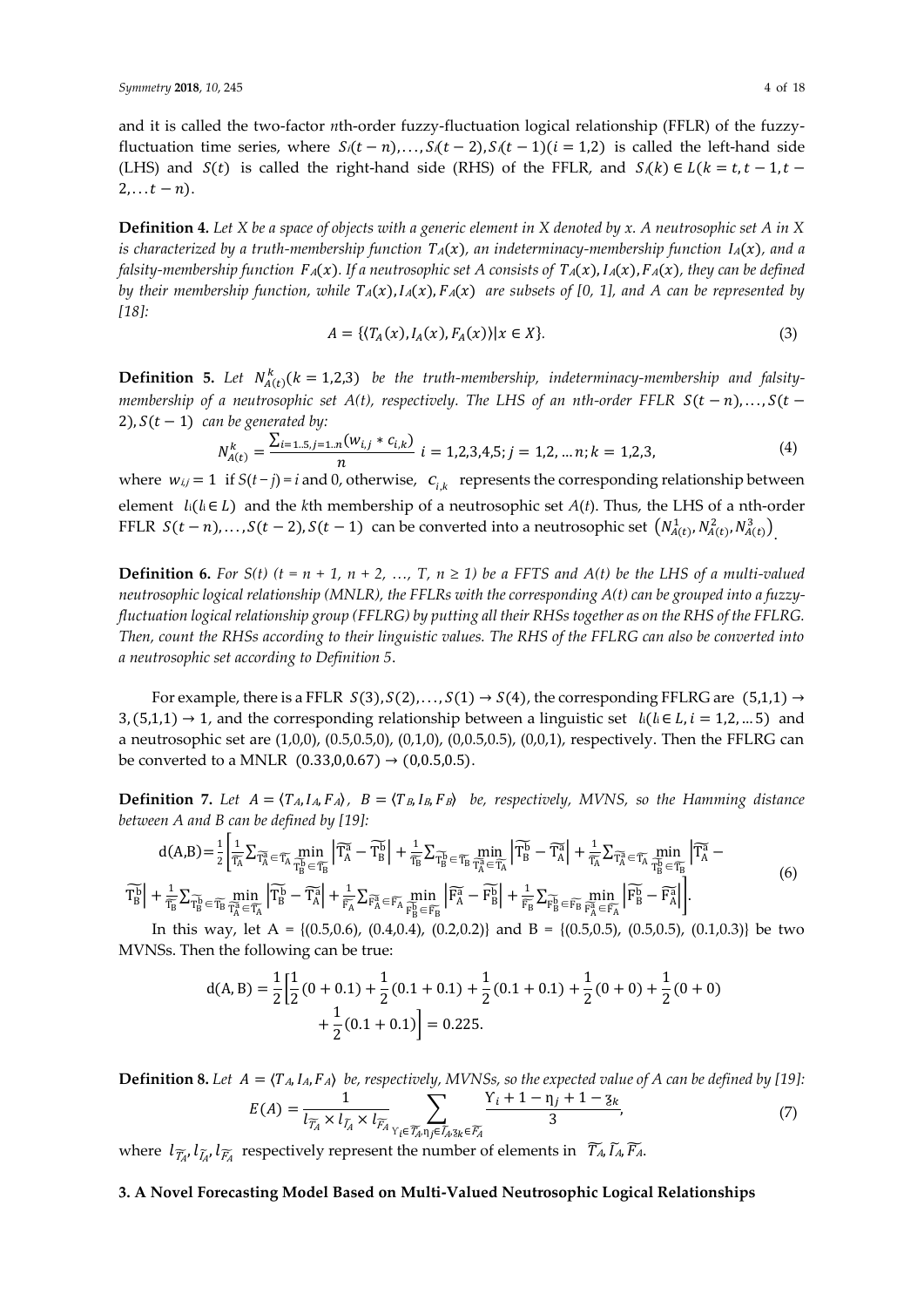and it is called the two-factor *n*th-order fuzzy-fluctuation logical relationship (FFLR) of the fuzzy-fluctuation time series, where $S_i(t-n),\ldots,S_i(t-2),S_i(t-1)(i=1,2)$ is called the left-hand side (LHS) and $S(t)$ is called the right-hand side (RHS) of the FFLR, and $S_i(k)\in L(k=t,t-1,t-2,\ldots t-n)$.

**Definition 4.** *Let X be a space of objects with a generic element in X denoted by x. A neutrosophic set A in X is characterized by a truth-membership function $T_A(x)$, an indeterminacy-membership function $I_A(x)$, and a falsity-membership function $F_A(x)$. If a neutrosophic set A consists of $T_A(x), I_A(x), F_A(x)$, they can be defined by their membership function, while $T_A(x), I_A(x), F_A(x)$ are subsets of [0, 1], and A can be represented by [18]:*

$$A=\{\langle T_A(x),I_A(x),F_A(x)\rangle|x\in X\}. \tag{3}$$

**Definition 5.** *Let $N_{A(t)}^k(k=1,2,3)$ be the truth-membership, indeterminacy-membership and falsity-membership of a neutrosophic set A(t), respectively. The LHS of an nth-order FFLR $S(t-n),\ldots,S(t-2),S(t-1)$ can be generated by:*

$$N_{A(t)}^k=\frac{\sum_{i=1..5,j=1..n}(w_{i,j}*c_{i,k})}{n}\ i=1,2,3,4,5;j=1,2,\ldots n;k=1,2,3, \tag{4}$$

where $w_{i,j}=1$ if $S(t-j)=i$ and 0, otherwise, $c_{i,k}$ represents the corresponding relationship between element $l_i(l_i\in L)$ and the *k*th membership of a neutrosophic set *A*(*t*). Thus, the LHS of a nth-order FFLR $S(t-n),\ldots,S(t-2),S(t-1)$ can be converted into a neutrosophic set $\left(N_{A(t)}^1,N_{A(t)}^2,N_{A(t)}^3\right)$.

**Definition 6.** *For S(t) (t = n + 1, n + 2, …, T, n ≥ 1) be a FFTS and A(t) be the LHS of a multi-valued neutrosophic logical relationship (MNLR), the FFLRs with the corresponding A(t) can be grouped into a fuzzy-fluctuation logical relationship group (FFLRG) by putting all their RHSs together as on the RHS of the FFLRG. Then, count the RHSs according to their linguistic values. The RHS of the FFLRG can also be converted into a neutrosophic set according to Definition 5.*

For example, there is a FFLR $S(3),S(2),\ldots,S(1)\rightarrow S(4)$, the corresponding FFLRG are $(5,1,1)\rightarrow 3,(5,1,1)\rightarrow 1$, and the corresponding relationship between a linguistic set $l_i(l_i\in L,i=1,2,\ldots 5)$ and a neutrosophic set are (1,0,0), (0.5,0.5,0), (0,1,0), (0,0.5,0.5), (0,0,1), respectively. Then the FFLRG can be converted to a MNLR $(0.33,0,0.67)\rightarrow(0,0.5,0.5)$.

**Definition 7.** *Let $A=\langle T_A,I_A,F_A\rangle$, $B=\langle T_B,I_B,F_B\rangle$ be, respectively, MVNS, so the Hamming distance between A and B can be defined by [19]:*

$$\mathrm{d(A,B)}=\frac{1}{2}\left[\frac{1}{\widetilde{T_A}}\sum_{\widetilde{T_A^a}\in\widetilde{T_A}}\min_{\widetilde{T_B^b}\in\widetilde{T_B}}\left|\widetilde{T_A^a}-\widetilde{T_B^b}\right|+\frac{1}{\widetilde{T_B}}\sum_{\widetilde{T_B^b}\in\widetilde{T_B}}\min_{\widetilde{T_A^a}\in\widetilde{T_A}}\left|\widetilde{T_B^b}-\widetilde{T_A^a}\right|+\frac{1}{\widetilde{T_A}}\sum_{\widetilde{T_A^a}\in\widetilde{T_A}}\min_{\widetilde{T_B^b}\in\widetilde{T_B}}\left|\widetilde{T_A^a}-\widetilde{T_B^b}\right|+\frac{1}{\widetilde{T_B}}\sum_{\widetilde{T_B^b}\in\widetilde{T_B}}\min_{\widetilde{T_A^a}\in\widetilde{T_A}}\left|\widetilde{T_B^b}-\widetilde{T_A^a}\right|+\frac{1}{\widetilde{F_A}}\sum_{\widetilde{F_A^a}\in\widetilde{F_A}}\min_{\widetilde{F_B^b}\in\widetilde{F_B}}\left|\widetilde{F_A^a}-\widetilde{F_B^b}\right|+\frac{1}{\widetilde{F_B}}\sum_{\widetilde{F_B^b}\in\widetilde{F_B}}\min_{\widetilde{F_A^a}\in\widetilde{F_A}}\left|\widetilde{F_B^b}-\widetilde{F_A^a}\right|\right]. \tag{6}$$

In this way, let A = {(0.5,0.6), (0.4,0.4), (0.2,0.2)} and B = {(0.5,0.5), (0.5,0.5), (0.1,0.3)} be two MVNSs. Then the following can be true:

$$\mathrm{d(A,B)}=\frac{1}{2}\left[\frac{1}{2}(0+0.1)+\frac{1}{2}(0.1+0.1)+\frac{1}{2}(0.1+0.1)+\frac{1}{2}(0+0)+\frac{1}{2}(0+0)+\frac{1}{2}(0.1+0.1)\right]=0.225.$$

**Definition 8.** *Let $A=\langle T_A,I_A,F_A\rangle$ be, respectively, MVNSs, so the expected value of A can be defined by [19]:*

$$E(A)=\frac{1}{l_{\widetilde{T_A}}\times l_{\widetilde{I_A}}\times l_{\widetilde{F_A}}}\sum_{\Upsilon_i\in\widetilde{T_A},\eta_j\in\widetilde{I_A},\mathfrak{z}_k\in\widetilde{F_A}}\frac{\Upsilon_i+1-\eta_j+1-\mathfrak{z}_k}{3}, \tag{7}$$

where $l_{\widetilde{T_A}},l_{\widetilde{I_A}},l_{\widetilde{F_A}}$ respectively represent the number of elements in $\widetilde{T_A},\widetilde{I_A},\widetilde{F_A}$.

## 3. A Novel Forecasting Model Based on Multi-Valued Neutrosophic Logical Relationships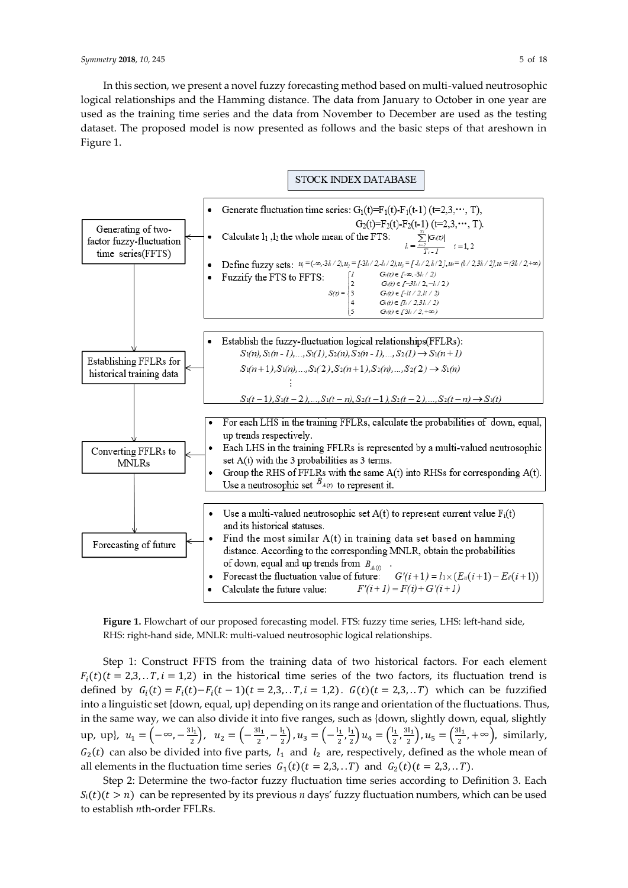In this section, we present a novel fuzzy forecasting method based on multi-valued neutrosophic logical relationships and the Hamming distance. The data from January to October in one year are used as the training time series and the data from November to December are used as the testing dataset. The proposed model is now presented as follows and the basic steps of that areshown in Figure 1.

STOCK INDEX DATABASE

**Generating of two-factor fuzzy-fluctuation time series(FFTS)**

- Generate fluctuation time series: $G_1(t)=F_1(t)-F_1(t-1)$ $(t=2,3,\cdots,T)$, $G_2(t)=F_2(t)-F_2(t-1)$ $(t=2,3,\cdots,T)$.
- Calculate $l_1$, $l_2$ the whole mean of the FTS: $l_i = \frac{\sum_{t=2}^{T_i}|G_i(t)|}{T_i - 1}$ $i=1,2$
- Define fuzzy sets: $u_1=(-\infty,-3l_i/2), u_2=[-3l_i/2,-l_i/2), u_3=[-l_i/2, l_i/2], u_4=(l_i/2, 3l_i/2], u_5=(3l_i/2,+\infty)$
- Fuzzify the FTS to FFTS: $S(t)=\begin{cases} 1 & G_i(t)\in[-\infty,-3l_i/2) \\ 2 & G_i(t)\in[-3l_i/2,-l_i/2) \\ 3 & G_i(t)\in[-l_i/2,l_i/2) \\ 4 & G_i(t)\in[l_i/2,3l_i/2) \\ 5 & G_i(t)\in[3l_i/2,+\infty) \end{cases}$

**Establishing FFLRs for historical training data**

- Establish the fuzzy-fluctuation logical relationships(FFLRs):

$S_1(n), S_1(n-1),\ldots,S_1(1), S_2(n), S_2(n-1),\ldots,S_2(1)\rightarrow S_1(n+1)$

$S_1(n+1), S_1(n),\ldots,S_1(2), S_2(n+1), S_2(n),\ldots,S_2(2)\rightarrow S_1(n)$

$\vdots$

$S_1(t-1), S_1(t-2),\ldots,S_1(t-n), S_2(t-1), S_2(t-2),\ldots,S_2(t-n)\rightarrow S_1(t)$

**Converting FFLRs to MNLRs**

- For each LHS in the training FFLRs, calculate the probabilities of down, equal, up trends respectively.
- Each LHS in the training FFLRs is represented by a multi-valued neutrosophic set A(t) with the 3 probabilities as 3 terms.
- Group the RHS of FFLRs with the same A(t) into RHSs for corresponding A(t). Use a neutrosophic set $B_{A(t)}$ to represent it.

**Forecasting of future**

- Use a multi-valued neutrosophic set A(t) to represent current value $F_i(t)$ and its historical statuses.
- Find the most similar A(t) in training data set based on hamming distance. According to the corresponding MNLR, obtain the probabilities of down, equal and up trends from $B_{A(t)}$.
- Forecast the fluctuation value of future: $G'(i+1)=l_1\times(E_u(i+1)-E_d(i+1))$
- Calculate the future value: $F'(i+1)=F(i)+G'(i+1)$

**Figure 1.** Flowchart of our proposed forecasting model. FTS: fuzzy time series, LHS: left-hand side, RHS: right-hand side, MNLR: multi-valued neutrosophic logical relationships.

Step 1: Construct FFTS from the training data of two historical factors. For each element $F_i(t)(t=2,3,..T, i=1,2)$ in the historical time series of the two factors, its fluctuation trend is defined by $G_i(t)=F_i(t)-F_i(t-1)(t=2,3,..T, i=1,2)$. $G(t)(t=2,3,..T)$ which can be fuzzified into a linguistic set {down, equal, up} depending on its range and orientation of the fluctuations. Thus, in the same way, we can also divide it into five ranges, such as {down, slightly down, equal, slightly up, up}, $u_1=\left(-\infty,-\frac{3l_1}{2}\right)$, $u_2=\left(-\frac{3l_1}{2},-\frac{l_1}{2}\right)$, $u_3=\left(-\frac{l_1}{2},\frac{l_1}{2}\right)$ $u_4=\left(\frac{l_1}{2},\frac{3l_1}{2}\right)$, $u_5=\left(\frac{3l_1}{2},+\infty\right)$, similarly, $G_2(t)$ can also be divided into five parts, $l_1$ and $l_2$ are, respectively, defined as the whole mean of all elements in the fluctuation time series $G_1(t)(t=2,3,..T)$ and $G_2(t)(t=2,3,..T)$.

Step 2: Determine the two-factor fuzzy fluctuation time series according to Definition 3. Each $S_i(t)(t>n)$ can be represented by its previous $n$ days' fuzzy fluctuation numbers, which can be used to establish $n$th-order FFLRs.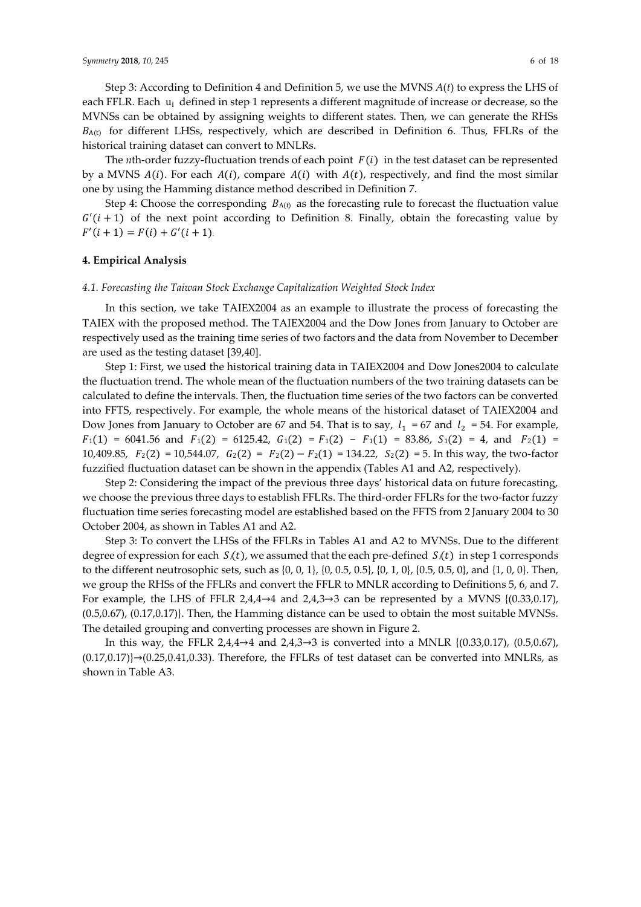Step 3: According to Definition 4 and Definition 5, we use the MVNS $A(t)$ to express the LHS of each FFLR. Each $u_i$ defined in step 1 represents a different magnitude of increase or decrease, so the MVNSs can be obtained by assigning weights to different states. Then, we can generate the RHSs $B_{A(t)}$ for different LHSs, respectively, which are described in Definition 6. Thus, FFLRs of the historical training dataset can convert to MNLRs.

The *n*th-order fuzzy-fluctuation trends of each point $F(i)$ in the test dataset can be represented by a MVNS $A(i)$. For each $A(i)$, compare $A(i)$ with $A(t)$, respectively, and find the most similar one by using the Hamming distance method described in Definition 7.

Step 4: Choose the corresponding $B_{A(t)}$ as the forecasting rule to forecast the fluctuation value $G'(i+1)$ of the next point according to Definition 8. Finally, obtain the forecasting value by $F'(i+1) = F(i) + G'(i+1)$.

## 4. Empirical Analysis

### *4.1. Forecasting the Taiwan Stock Exchange Capitalization Weighted Stock Index*

In this section, we take TAIEX2004 as an example to illustrate the process of forecasting the TAIEX with the proposed method. The TAIEX2004 and the Dow Jones from January to October are respectively used as the training time series of two factors and the data from November to December are used as the testing dataset [39,40].

Step 1: First, we used the historical training data in TAIEX2004 and Dow Jones2004 to calculate the fluctuation trend. The whole mean of the fluctuation numbers of the two training datasets can be calculated to define the intervals. Then, the fluctuation time series of the two factors can be converted into FFTS, respectively. For example, the whole means of the historical dataset of TAIEX2004 and Dow Jones from January to October are 67 and 54. That is to say, $l_1 = 67$ and $l_2 = 54$. For example, $F_1(1) = 6041.56$ and $F_1(2) = 6125.42$, $G_1(2) = F_1(2) - F_1(1) = 83.86$, $S_1(2) = 4$, and $F_2(1) = 10{,}409.85$, $F_2(2) = 10{,}544.07$, $G_2(2) = F_2(2) - F_2(1) = 134.22$, $S_2(2) = 5$. In this way, the two-factor fuzzified fluctuation dataset can be shown in the appendix (Tables A1 and A2, respectively).

Step 2: Considering the impact of the previous three days' historical data on future forecasting, we choose the previous three days to establish FFLRs. The third-order FFLRs for the two-factor fuzzy fluctuation time series forecasting model are established based on the FFTS from 2 January 2004 to 30 October 2004, as shown in Tables A1 and A2.

Step 3: To convert the LHSs of the FFLRs in Tables A1 and A2 to MVNSs. Due to the different degree of expression for each $S_i(t)$, we assumed that the each pre-defined $S_i(t)$ in step 1 corresponds to the different neutrosophic sets, such as {0, 0, 1}, {0, 0.5, 0.5}, {0, 1, 0}, {0.5, 0.5, 0}, and {1, 0, 0}. Then, we group the RHSs of the FFLRs and convert the FFLR to MNLR according to Definitions 5, 6, and 7. For example, the LHS of FFLR 2,4,4→4 and 2,4,3→3 can be represented by a MVNS {(0.33,0.17), (0.5,0.67), (0.17,0.17)}. Then, the Hamming distance can be used to obtain the most suitable MVNSs. The detailed grouping and converting processes are shown in Figure 2.

In this way, the FFLR 2,4,4→4 and 2,4,3→3 is converted into a MNLR {(0.33,0.17), (0.5,0.67), (0.17,0.17)}→(0.25,0.41,0.33). Therefore, the FFLRs of test dataset can be converted into MNLRs, as shown in Table A3.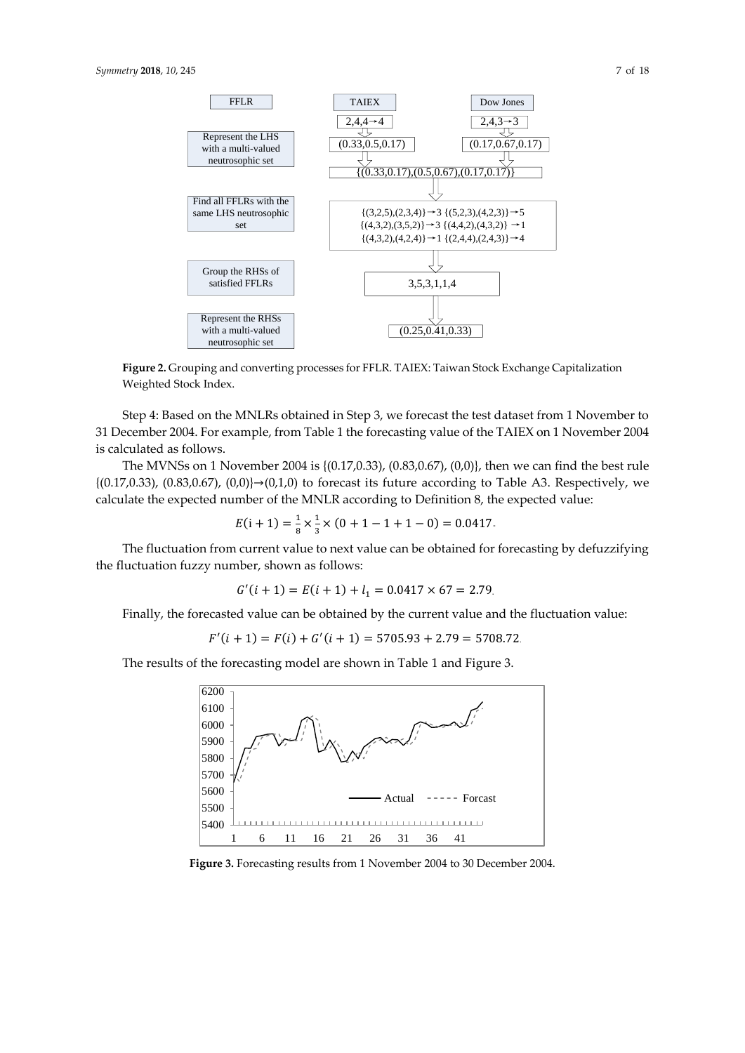**Figure 2.** Grouping and converting processes for FFLR. TAIEX: Taiwan Stock Exchange Capitalization Weighted Stock Index.

Step 4: Based on the MNLRs obtained in Step 3, we forecast the test dataset from 1 November to 31 December 2004. For example, from Table 1 the forecasting value of the TAIEX on 1 November 2004 is calculated as follows.

The MVNSs on 1 November 2004 is {(0.17,0.33), (0.83,0.67), (0,0)}, then we can find the best rule {(0.17,0.33), (0.83,0.67), (0,0)}→(0,1,0) to forecast its future according to Table A3. Respectively, we calculate the expected number of the MNLR according to Definition 8, the expected value:

$$E(\mathrm{i}+1) = \frac{1}{8} \times \frac{1}{3} \times (0 + 1 - 1 + 1 - 0) = 0.0417.$$

The fluctuation from current value to next value can be obtained for forecasting by defuzzifying the fluctuation fuzzy number, shown as follows:

$$G'(i+1) = E(i+1) + l_1 = 0.0417 \times 67 = 2.79.$$

Finally, the forecasted value can be obtained by the current value and the fluctuation value:

$$F'(i+1) = F(i) + G'(i+1) = 5705.93 + 2.79 = 5708.72.$$

The results of the forecasting model are shown in Table 1 and Figure 3.

**Figure 3.** Forecasting results from 1 November 2004 to 30 December 2004.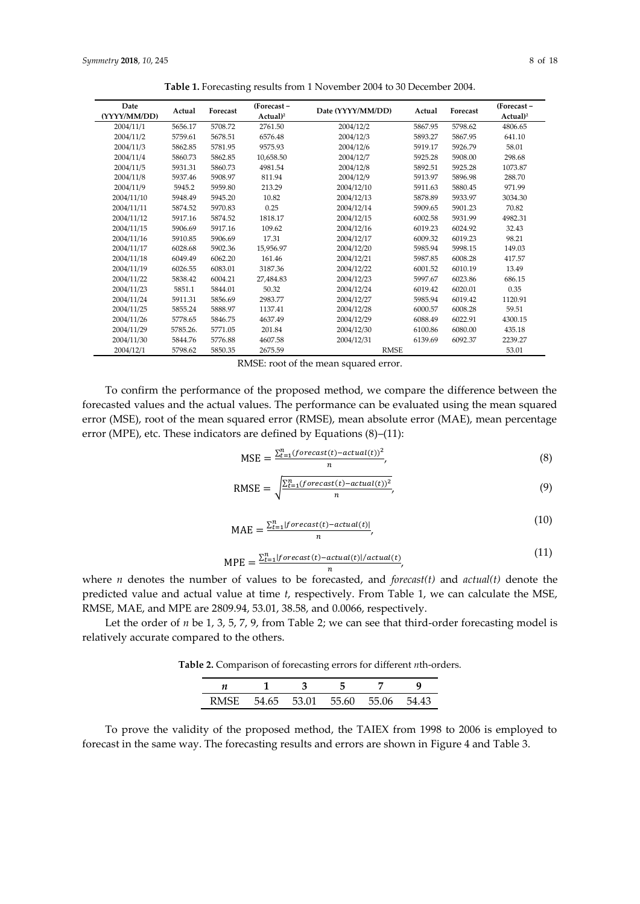**Table 1.** Forecasting results from 1 November 2004 to 30 December 2004.

| Date (YYYY/MM/DD) | Actual | Forecast | (Forecast − Actual)$^2$ | Date (YYYY/MM/DD) | Actual | Forecast | (Forecast − Actual)$^2$ |
|---|---|---|---|---|---|---|---|
| 2004/11/1 | 5656.17 | 5708.72 | 2761.50 | 2004/12/2 | 5867.95 | 5798.62 | 4806.65 |
| 2004/11/2 | 5759.61 | 5678.51 | 6576.48 | 2004/12/3 | 5893.27 | 5867.95 | 641.10 |
| 2004/11/3 | 5862.85 | 5781.95 | 9575.93 | 2004/12/6 | 5919.17 | 5926.79 | 58.01 |
| 2004/11/4 | 5860.73 | 5862.85 | 10,658.50 | 2004/12/7 | 5925.28 | 5908.00 | 298.68 |
| 2004/11/5 | 5931.31 | 5860.73 | 4981.54 | 2004/12/8 | 5892.51 | 5925.28 | 1073.87 |
| 2004/11/8 | 5937.46 | 5908.97 | 811.94 | 2004/12/9 | 5913.97 | 5896.98 | 288.70 |
| 2004/11/9 | 5945.2 | 5959.80 | 213.29 | 2004/12/10 | 5911.63 | 5880.45 | 971.99 |
| 2004/11/10 | 5948.49 | 5945.20 | 10.82 | 2004/12/13 | 5878.89 | 5933.97 | 3034.30 |
| 2004/11/11 | 5874.52 | 5970.83 | 0.25 | 2004/12/14 | 5909.65 | 5901.23 | 70.82 |
| 2004/11/12 | 5917.16 | 5874.52 | 1818.17 | 2004/12/15 | 6002.58 | 5931.99 | 4982.31 |
| 2004/11/15 | 5906.69 | 5917.16 | 109.62 | 2004/12/16 | 6019.23 | 6024.92 | 32.43 |
| 2004/11/16 | 5910.85 | 5906.69 | 17.31 | 2004/12/17 | 6009.32 | 6019.23 | 98.21 |
| 2004/11/17 | 6028.68 | 5902.36 | 15,956.97 | 2004/12/20 | 5985.94 | 5998.15 | 149.03 |
| 2004/11/18 | 6049.49 | 6062.20 | 161.46 | 2004/12/21 | 5987.85 | 6008.28 | 417.57 |
| 2004/11/19 | 6026.55 | 6083.01 | 3187.36 | 2004/12/22 | 6001.52 | 6010.19 | 13.49 |
| 2004/11/22 | 5838.42 | 6004.21 | 27,484.83 | 2004/12/23 | 5997.67 | 6023.86 | 686.15 |
| 2004/11/23 | 5851.1 | 5844.01 | 50.32 | 2004/12/24 | 6019.42 | 6020.01 | 0.35 |
| 2004/11/24 | 5911.31 | 5856.69 | 2983.77 | 2004/12/27 | 5985.94 | 6019.42 | 1120.91 |
| 2004/11/25 | 5855.24 | 5888.97 | 1137.41 | 2004/12/28 | 6000.57 | 6008.28 | 59.51 |
| 2004/11/26 | 5778.65 | 5846.75 | 4637.49 | 2004/12/29 | 6088.49 | 6022.91 | 4300.15 |
| 2004/11/29 | 5785.26. | 5771.05 | 201.84 | 2004/12/30 | 6100.86 | 6080.00 | 435.18 |
| 2004/11/30 | 5844.76 | 5776.88 | 4607.58 | 2004/12/31 | 6139.69 | 6092.37 | 2239.27 |
| 2004/12/1 | 5798.62 | 5850.35 | 2675.59 | RMSE | | | 53.01 |

RMSE: root of the mean squared error.

To confirm the performance of the proposed method, we compare the difference between the forecasted values and the actual values. The performance can be evaluated using the mean squared error (MSE), root of the mean squared error (RMSE), mean absolute error (MAE), mean percentage error (MPE), etc. These indicators are defined by Equations (8)–(11):

$$\text{MSE} = \frac{\sum_{t=1}^{n}(forecast(t) - actual(t))^2}{n}, \tag{8}$$

$$\text{RMSE} = \sqrt{\frac{\sum_{t=1}^{n}(forecast(t) - actual(t))^2}{n}}, \tag{9}$$

$$\text{MAE} = \frac{\sum_{t=1}^{n}|forecast(t) - actual(t)|}{n}, \tag{10}$$

$$\text{MPE} = \frac{\sum_{t=1}^{n}|forecast(t) - actual(t)|/actual(t)}{n}, \tag{11}$$

where $n$ denotes the number of values to be forecasted, and *forecast(t)* and *actual(t)* denote the predicted value and actual value at time $t$, respectively. From Table 1, we can calculate the MSE, RMSE, MAE, and MPE are 2809.94, 53.01, 38.58, and 0.0066, respectively.

Let the order of $n$ be 1, 3, 5, 7, 9, from Table 2; we can see that third-order forecasting model is relatively accurate compared to the others.

**Table 2.** Comparison of forecasting errors for different $n$th-orders.

| $n$ | 1 | 3 | 5 | 7 | 9 |
|---|---|---|---|---|---|
| RMSE | 54.65 | 53.01 | 55.60 | 55.06 | 54.43 |

To prove the validity of the proposed method, the TAIEX from 1998 to 2006 is employed to forecast in the same way. The forecasting results and errors are shown in Figure 4 and Table 3.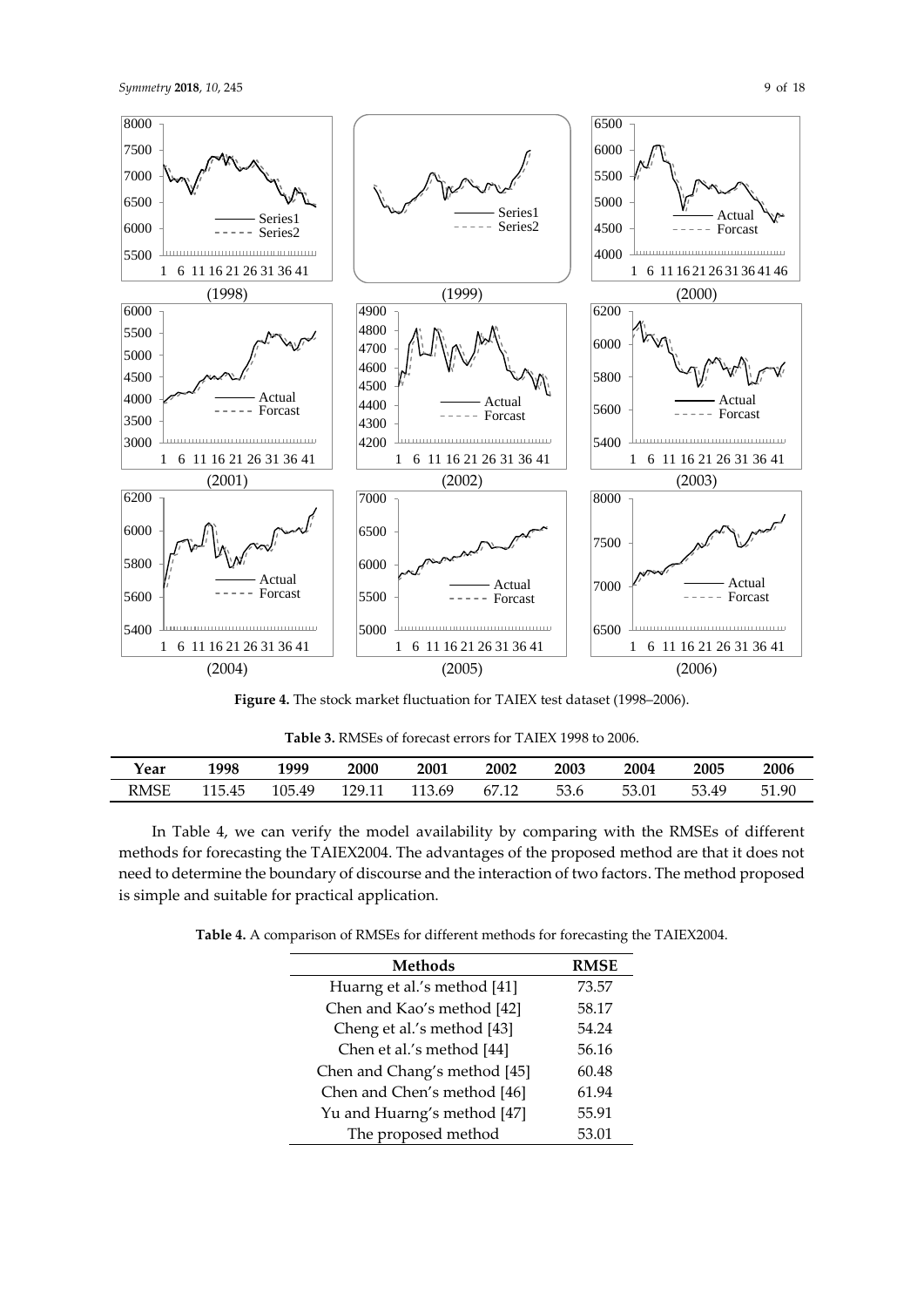**Figure 4.** The stock market fluctuation for TAIEX test dataset (1998–2006).

**Table 3.** RMSEs of forecast errors for TAIEX 1998 to 2006.

| Year | 1998 | 1999 | 2000 | 2001 | 2002 | 2003 | 2004 | 2005 | 2006 |
|---|---|---|---|---|---|---|---|---|---|
| RMSE | 115.45 | 105.49 | 129.11 | 113.69 | 67.12 | 53.6 | 53.01 | 53.49 | 51.90 |

In Table 4, we can verify the model availability by comparing with the RMSEs of different methods for forecasting the TAIEX2004. The advantages of the proposed method are that it does not need to determine the boundary of discourse and the interaction of two factors. The method proposed is simple and suitable for practical application.

**Table 4.** A comparison of RMSEs for different methods for forecasting the TAIEX2004.

| Methods | RMSE |
|---|---|
| Huarng et al.'s method [41] | 73.57 |
| Chen and Kao's method [42] | 58.17 |
| Cheng et al.'s method [43] | 54.24 |
| Chen et al.'s method [44] | 56.16 |
| Chen and Chang's method [45] | 60.48 |
| Chen and Chen's method [46] | 61.94 |
| Yu and Huarng's method [47] | 55.91 |
| The proposed method | 53.01 |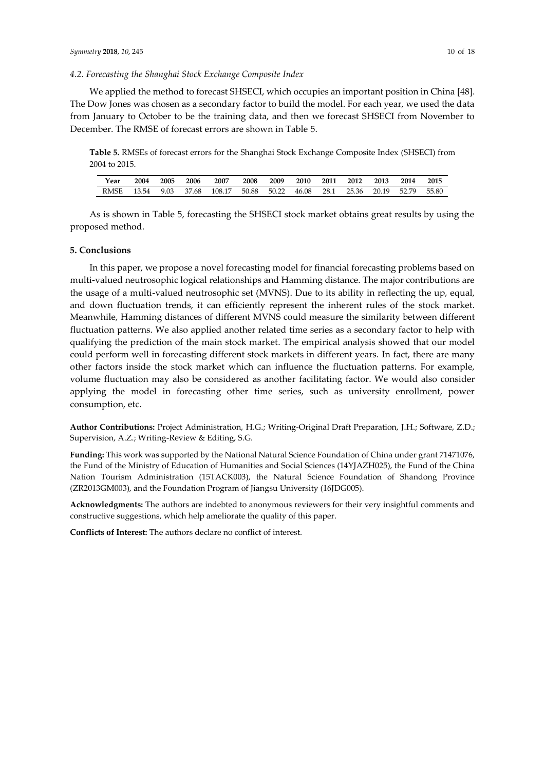### 4.2. Forecasting the Shanghai Stock Exchange Composite Index

We applied the method to forecast SHSECI, which occupies an important position in China [48]. The Dow Jones was chosen as a secondary factor to build the model. For each year, we used the data from January to October to be the training data, and then we forecast SHSECI from November to December. The RMSE of forecast errors are shown in Table 5.

**Table 5.** RMSEs of forecast errors for the Shanghai Stock Exchange Composite Index (SHSECI) from 2004 to 2015.

| Year | 2004 | 2005 | 2006 | 2007 | 2008 | 2009 | 2010 | 2011 | 2012 | 2013 | 2014 | 2015 |
|---|---|---|---|---|---|---|---|---|---|---|---|---|
| RMSE | 13.54 | 9.03 | 37.68 | 108.17 | 50.88 | 50.22 | 46.08 | 28.1 | 25.36 | 20.19 | 52.79 | 55.80 |

As is shown in Table 5, forecasting the SHSECI stock market obtains great results by using the proposed method.

## 5. Conclusions

In this paper, we propose a novel forecasting model for financial forecasting problems based on multi-valued neutrosophic logical relationships and Hamming distance. The major contributions are the usage of a multi-valued neutrosophic set (MVNS). Due to its ability in reflecting the up, equal, and down fluctuation trends, it can efficiently represent the inherent rules of the stock market. Meanwhile, Hamming distances of different MVNS could measure the similarity between different fluctuation patterns. We also applied another related time series as a secondary factor to help with qualifying the prediction of the main stock market. The empirical analysis showed that our model could perform well in forecasting different stock markets in different years. In fact, there are many other factors inside the stock market which can influence the fluctuation patterns. For example, volume fluctuation may also be considered as another facilitating factor. We would also consider applying the model in forecasting other time series, such as university enrollment, power consumption, etc.

**Author Contributions:** Project Administration, H.G.; Writing-Original Draft Preparation, J.H.; Software, Z.D.; Supervision, A.Z.; Writing-Review & Editing, S.G.

**Funding:** This work was supported by the National Natural Science Foundation of China under grant 71471076, the Fund of the Ministry of Education of Humanities and Social Sciences (14YJAZH025), the Fund of the China Nation Tourism Administration (15TACK003), the Natural Science Foundation of Shandong Province (ZR2013GM003), and the Foundation Program of Jiangsu University (16JDG005).

**Acknowledgments:** The authors are indebted to anonymous reviewers for their very insightful comments and constructive suggestions, which help ameliorate the quality of this paper.

**Conflicts of Interest:** The authors declare no conflict of interest.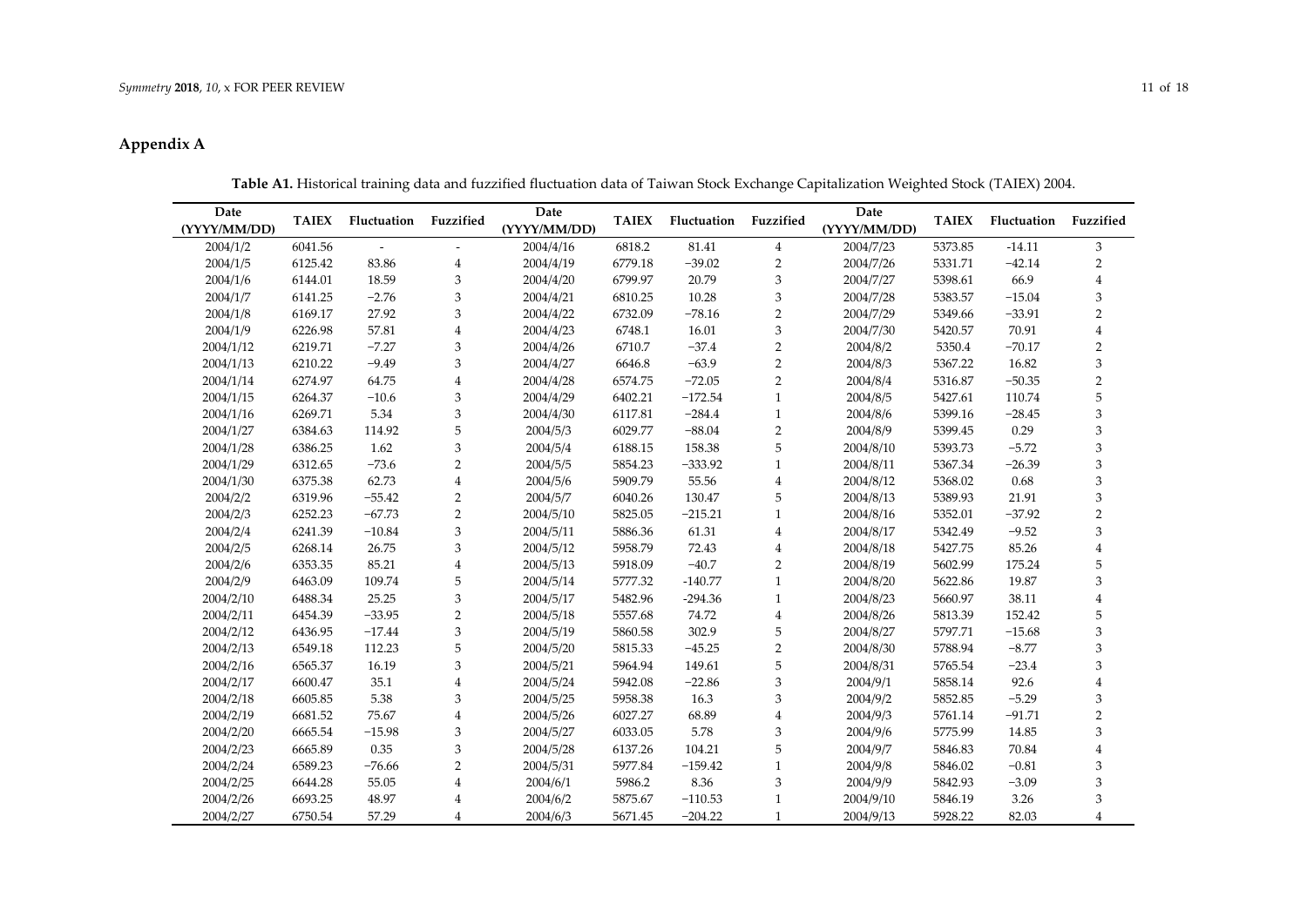# Appendix A

**Table A1.** Historical training data and fuzzified fluctuation data of Taiwan Stock Exchange Capitalization Weighted Stock (TAIEX) 2004.

| Date (YYYY/MM/DD) | TAIEX | Fluctuation | Fuzzified | Date (YYYY/MM/DD) | TAIEX | Fluctuation | Fuzzified | Date (YYYY/MM/DD) | TAIEX | Fluctuation | Fuzzified |
|---|---|---|---|---|---|---|---|---|---|---|---|
| 2004/1/2 | 6041.56 | - | - | 2004/4/16 | 6818.2 | 81.41 | 4 | 2004/7/23 | 5373.85 | -14.11 | 3 |
| 2004/1/5 | 6125.42 | 83.86 | 4 | 2004/4/19 | 6779.18 | −39.02 | 2 | 2004/7/26 | 5331.71 | −42.14 | 2 |
| 2004/1/6 | 6144.01 | 18.59 | 3 | 2004/4/20 | 6799.97 | 20.79 | 3 | 2004/7/27 | 5398.61 | 66.9 | 4 |
| 2004/1/7 | 6141.25 | −2.76 | 3 | 2004/4/21 | 6810.25 | 10.28 | 3 | 2004/7/28 | 5383.57 | −15.04 | 3 |
| 2004/1/8 | 6169.17 | 27.92 | 3 | 2004/4/22 | 6732.09 | −78.16 | 2 | 2004/7/29 | 5349.66 | −33.91 | 2 |
| 2004/1/9 | 6226.98 | 57.81 | 4 | 2004/4/23 | 6748.1 | 16.01 | 3 | 2004/7/30 | 5420.57 | 70.91 | 4 |
| 2004/1/12 | 6219.71 | −7.27 | 3 | 2004/4/26 | 6710.7 | −37.4 | 2 | 2004/8/2 | 5350.4 | −70.17 | 2 |
| 2004/1/13 | 6210.22 | −9.49 | 3 | 2004/4/27 | 6646.8 | −63.9 | 2 | 2004/8/3 | 5367.22 | 16.82 | 3 |
| 2004/1/14 | 6274.97 | 64.75 | 4 | 2004/4/28 | 6574.75 | −72.05 | 2 | 2004/8/4 | 5316.87 | −50.35 | 2 |
| 2004/1/15 | 6264.37 | −10.6 | 3 | 2004/4/29 | 6402.21 | −172.54 | 1 | 2004/8/5 | 5427.61 | 110.74 | 5 |
| 2004/1/16 | 6269.71 | 5.34 | 3 | 2004/4/30 | 6117.81 | −284.4 | 1 | 2004/8/6 | 5399.16 | −28.45 | 3 |
| 2004/1/27 | 6384.63 | 114.92 | 5 | 2004/5/3 | 6029.77 | −88.04 | 2 | 2004/8/9 | 5399.45 | 0.29 | 3 |
| 2004/1/28 | 6386.25 | 1.62 | 3 | 2004/5/4 | 6188.15 | 158.38 | 5 | 2004/8/10 | 5393.73 | −5.72 | 3 |
| 2004/1/29 | 6312.65 | −73.6 | 2 | 2004/5/5 | 5854.23 | −333.92 | 1 | 2004/8/11 | 5367.34 | −26.39 | 3 |
| 2004/1/30 | 6375.38 | 62.73 | 4 | 2004/5/6 | 5909.79 | 55.56 | 4 | 2004/8/12 | 5368.02 | 0.68 | 3 |
| 2004/2/2 | 6319.96 | −55.42 | 2 | 2004/5/7 | 6040.26 | 130.47 | 5 | 2004/8/13 | 5389.93 | 21.91 | 3 |
| 2004/2/3 | 6252.23 | −67.73 | 2 | 2004/5/10 | 5825.05 | −215.21 | 1 | 2004/8/16 | 5352.01 | −37.92 | 2 |
| 2004/2/4 | 6241.39 | −10.84 | 3 | 2004/5/11 | 5886.36 | 61.31 | 4 | 2004/8/17 | 5342.49 | −9.52 | 3 |
| 2004/2/5 | 6268.14 | 26.75 | 3 | 2004/5/12 | 5958.79 | 72.43 | 4 | 2004/8/18 | 5427.75 | 85.26 | 4 |
| 2004/2/6 | 6353.35 | 85.21 | 4 | 2004/5/13 | 5918.09 | −40.7 | 2 | 2004/8/19 | 5602.99 | 175.24 | 5 |
| 2004/2/9 | 6463.09 | 109.74 | 5 | 2004/5/14 | 5777.32 | −140.77 | 1 | 2004/8/20 | 5622.86 | 19.87 | 3 |
| 2004/2/10 | 6488.34 | 25.25 | 3 | 2004/5/17 | 5482.96 | -294.36 | 1 | 2004/8/23 | 5660.97 | 38.11 | 4 |
| 2004/2/11 | 6454.39 | −33.95 | 2 | 2004/5/18 | 5557.68 | 74.72 | 4 | 2004/8/26 | 5813.39 | 152.42 | 5 |
| 2004/2/12 | 6436.95 | −17.44 | 3 | 2004/5/19 | 5860.58 | 302.9 | 5 | 2004/8/27 | 5797.71 | −15.68 | 3 |
| 2004/2/13 | 6549.18 | 112.23 | 5 | 2004/5/20 | 5815.33 | −45.25 | 2 | 2004/8/30 | 5788.94 | −8.77 | 3 |
| 2004/2/16 | 6565.37 | 16.19 | 3 | 2004/5/21 | 5964.94 | 149.61 | 5 | 2004/8/31 | 5765.54 | −23.4 | 3 |
| 2004/2/17 | 6600.47 | 35.1 | 4 | 2004/5/24 | 5942.08 | −22.86 | 3 | 2004/9/1 | 5858.14 | 92.6 | 4 |
| 2004/2/18 | 6605.85 | 5.38 | 3 | 2004/5/25 | 5958.38 | 16.3 | 3 | 2004/9/2 | 5852.85 | −5.29 | 3 |
| 2004/2/19 | 6681.52 | 75.67 | 4 | 2004/5/26 | 6027.27 | 68.89 | 4 | 2004/9/3 | 5761.14 | −91.71 | 2 |
| 2004/2/20 | 6665.54 | −15.98 | 3 | 2004/5/27 | 6033.05 | 5.78 | 3 | 2004/9/6 | 5775.99 | 14.85 | 3 |
| 2004/2/23 | 6665.89 | 0.35 | 3 | 2004/5/28 | 6137.26 | 104.21 | 5 | 2004/9/7 | 5846.83 | 70.84 | 4 |
| 2004/2/24 | 6589.23 | −76.66 | 2 | 2004/5/31 | 5977.84 | −159.42 | 1 | 2004/9/8 | 5846.02 | −0.81 | 3 |
| 2004/2/25 | 6644.28 | 55.05 | 4 | 2004/6/1 | 5986.2 | 8.36 | 3 | 2004/9/9 | 5842.93 | −3.09 | 3 |
| 2004/2/26 | 6693.25 | 48.97 | 4 | 2004/6/2 | 5875.67 | −110.53 | 1 | 2004/9/10 | 5846.19 | 3.26 | 3 |
| 2004/2/27 | 6750.54 | 57.29 | 4 | 2004/6/3 | 5671.45 | −204.22 | 1 | 2004/9/13 | 5928.22 | 82.03 | 4 |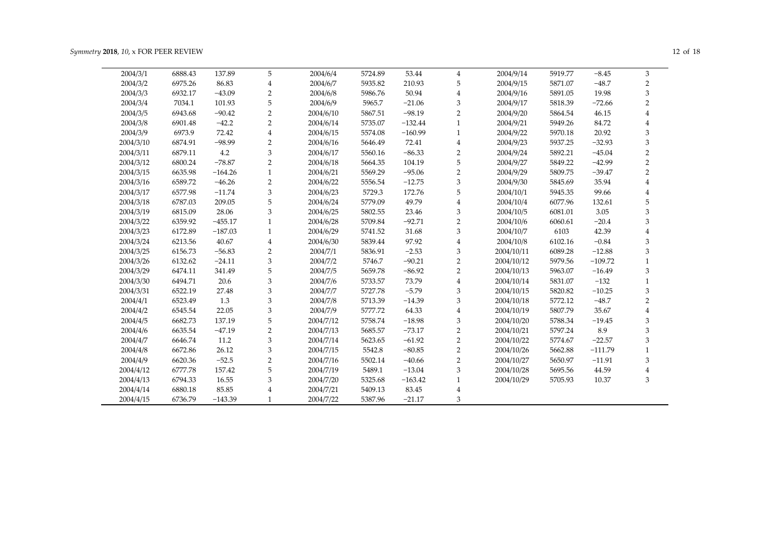| | | | | | | | | | | | |
|---|---|---|---|---|---|---|---|---|---|---|---|
| 2004/3/1 | 6888.43 | 137.89 | 5 | 2004/6/4 | 5724.89 | 53.44 | 4 | 2004/9/14 | 5919.77 | −8.45 | 3 |
| 2004/3/2 | 6975.26 | 86.83 | 4 | 2004/6/7 | 5935.82 | 210.93 | 5 | 2004/9/15 | 5871.07 | −48.7 | 2 |
| 2004/3/3 | 6932.17 | −43.09 | 2 | 2004/6/8 | 5986.76 | 50.94 | 4 | 2004/9/16 | 5891.05 | 19.98 | 3 |
| 2004/3/4 | 7034.1 | 101.93 | 5 | 2004/6/9 | 5965.7 | −21.06 | 3 | 2004/9/17 | 5818.39 | −72.66 | 2 |
| 2004/3/5 | 6943.68 | −90.42 | 2 | 2004/6/10 | 5867.51 | −98.19 | 2 | 2004/9/20 | 5864.54 | 46.15 | 4 |
| 2004/3/8 | 6901.48 | −42.2 | 2 | 2004/6/14 | 5735.07 | −132.44 | 1 | 2004/9/21 | 5949.26 | 84.72 | 4 |
| 2004/3/9 | 6973.9 | 72.42 | 4 | 2004/6/15 | 5574.08 | −160.99 | 1 | 2004/9/22 | 5970.18 | 20.92 | 3 |
| 2004/3/10 | 6874.91 | −98.99 | 2 | 2004/6/16 | 5646.49 | 72.41 | 4 | 2004/9/23 | 5937.25 | −32.93 | 3 |
| 2004/3/11 | 6879.11 | 4.2 | 3 | 2004/6/17 | 5560.16 | −86.33 | 2 | 2004/9/24 | 5892.21 | −45.04 | 2 |
| 2004/3/12 | 6800.24 | −78.87 | 2 | 2004/6/18 | 5664.35 | 104.19 | 5 | 2004/9/27 | 5849.22 | −42.99 | 2 |
| 2004/3/15 | 6635.98 | −164.26 | 1 | 2004/6/21 | 5569.29 | −95.06 | 2 | 2004/9/29 | 5809.75 | −39.47 | 2 |
| 2004/3/16 | 6589.72 | −46.26 | 2 | 2004/6/22 | 5556.54 | −12.75 | 3 | 2004/9/30 | 5845.69 | 35.94 | 4 |
| 2004/3/17 | 6577.98 | −11.74 | 3 | 2004/6/23 | 5729.3 | 172.76 | 5 | 2004/10/1 | 5945.35 | 99.66 | 4 |
| 2004/3/18 | 6787.03 | 209.05 | 5 | 2004/6/24 | 5779.09 | 49.79 | 4 | 2004/10/4 | 6077.96 | 132.61 | 5 |
| 2004/3/19 | 6815.09 | 28.06 | 3 | 2004/6/25 | 5802.55 | 23.46 | 3 | 2004/10/5 | 6081.01 | 3.05 | 3 |
| 2004/3/22 | 6359.92 | −455.17 | 1 | 2004/6/28 | 5709.84 | −92.71 | 2 | 2004/10/6 | 6060.61 | −20.4 | 3 |
| 2004/3/23 | 6172.89 | −187.03 | 1 | 2004/6/29 | 5741.52 | 31.68 | 3 | 2004/10/7 | 6103 | 42.39 | 4 |
| 2004/3/24 | 6213.56 | 40.67 | 4 | 2004/6/30 | 5839.44 | 97.92 | 4 | 2004/10/8 | 6102.16 | −0.84 | 3 |
| 2004/3/25 | 6156.73 | −56.83 | 2 | 2004/7/1 | 5836.91 | −2.53 | 3 | 2004/10/11 | 6089.28 | −12.88 | 3 |
| 2004/3/26 | 6132.62 | −24.11 | 3 | 2004/7/2 | 5746.7 | −90.21 | 2 | 2004/10/12 | 5979.56 | −109.72 | 1 |
| 2004/3/29 | 6474.11 | 341.49 | 5 | 2004/7/5 | 5659.78 | −86.92 | 2 | 2004/10/13 | 5963.07 | −16.49 | 3 |
| 2004/3/30 | 6494.71 | 20.6 | 3 | 2004/7/6 | 5733.57 | 73.79 | 4 | 2004/10/14 | 5831.07 | −132 | 1 |
| 2004/3/31 | 6522.19 | 27.48 | 3 | 2004/7/7 | 5727.78 | −5.79 | 3 | 2004/10/15 | 5820.82 | −10.25 | 3 |
| 2004/4/1 | 6523.49 | 1.3 | 3 | 2004/7/8 | 5713.39 | −14.39 | 3 | 2004/10/18 | 5772.12 | −48.7 | 2 |
| 2004/4/2 | 6545.54 | 22.05 | 3 | 2004/7/9 | 5777.72 | 64.33 | 4 | 2004/10/19 | 5807.79 | 35.67 | 4 |
| 2004/4/5 | 6682.73 | 137.19 | 5 | 2004/7/12 | 5758.74 | −18.98 | 3 | 2004/10/20 | 5788.34 | −19.45 | 3 |
| 2004/4/6 | 6635.54 | −47.19 | 2 | 2004/7/13 | 5685.57 | −73.17 | 2 | 2004/10/21 | 5797.24 | 8.9 | 3 |
| 2004/4/7 | 6646.74 | 11.2 | 3 | 2004/7/14 | 5623.65 | −61.92 | 2 | 2004/10/22 | 5774.67 | −22.57 | 3 |
| 2004/4/8 | 6672.86 | 26.12 | 3 | 2004/7/15 | 5542.8 | −80.85 | 2 | 2004/10/26 | 5662.88 | −111.79 | 1 |
| 2004/4/9 | 6620.36 | −52.5 | 2 | 2004/7/16 | 5502.14 | −40.66 | 2 | 2004/10/27 | 5650.97 | −11.91 | 3 |
| 2004/4/12 | 6777.78 | 157.42 | 5 | 2004/7/19 | 5489.1 | −13.04 | 3 | 2004/10/28 | 5695.56 | 44.59 | 4 |
| 2004/4/13 | 6794.33 | 16.55 | 3 | 2004/7/20 | 5325.68 | −163.42 | 1 | 2004/10/29 | 5705.93 | 10.37 | 3 |
| 2004/4/14 | 6880.18 | 85.85 | 4 | 2004/7/21 | 5409.13 | 83.45 | 4 | | | | |
| 2004/4/15 | 6736.79 | −143.39 | 1 | 2004/7/22 | 5387.96 | −21.17 | 3 | | | | |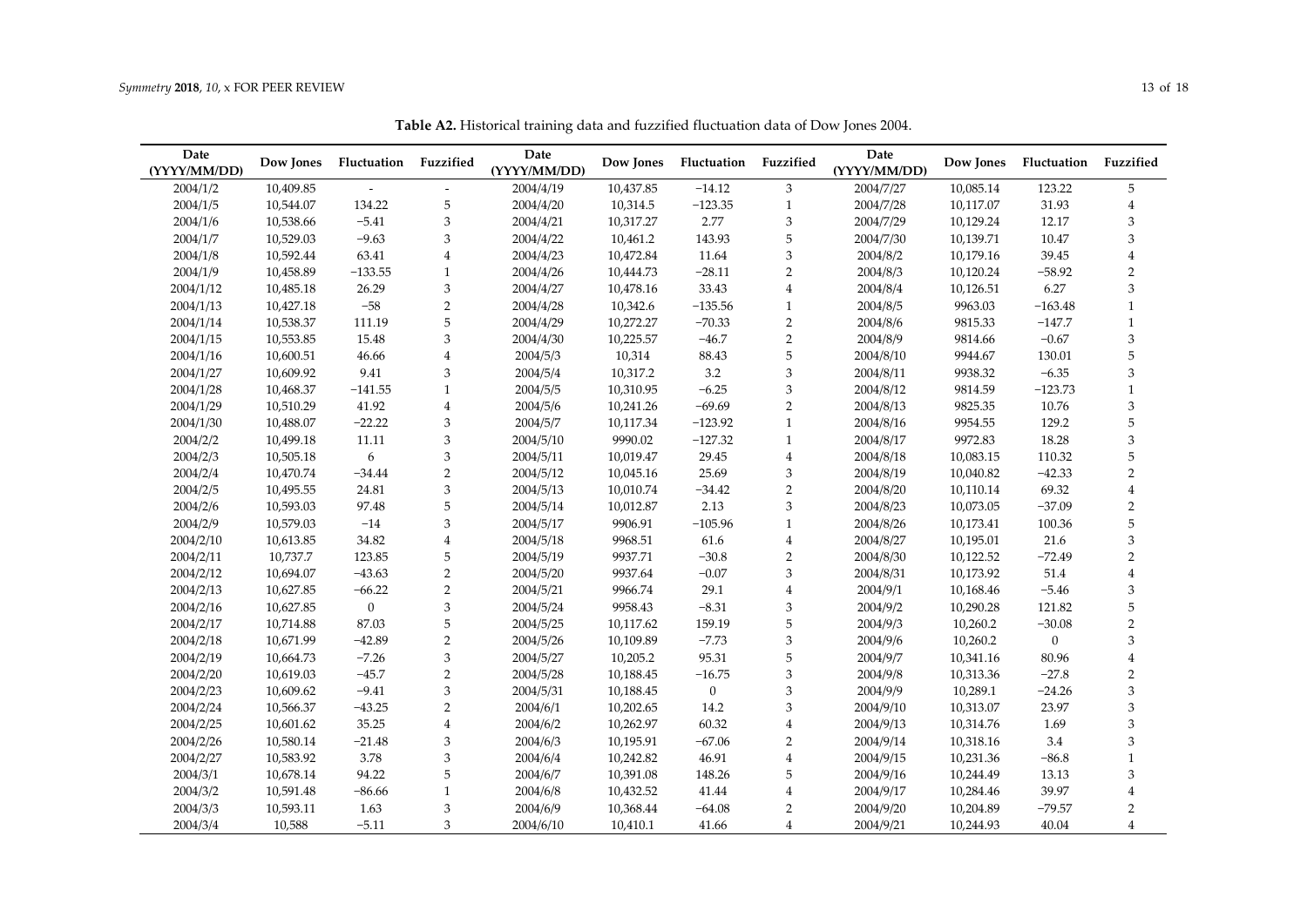**Table A2.** Historical training data and fuzzified fluctuation data of Dow Jones 2004.

| Date (YYYY/MM/DD) | Dow Jones | Fluctuation | Fuzzified | Date (YYYY/MM/DD) | Dow Jones | Fluctuation | Fuzzified | Date (YYYY/MM/DD) | Dow Jones | Fluctuation | Fuzzified |
|---|---|---|---|---|---|---|---|---|---|---|---|
| 2004/1/2 | 10,409.85 | - | - | 2004/4/19 | 10,437.85 | −14.12 | 3 | 2004/7/27 | 10,085.14 | 123.22 | 5 |
| 2004/1/5 | 10,544.07 | 134.22 | 5 | 2004/4/20 | 10,314.5 | −123.35 | 1 | 2004/7/28 | 10,117.07 | 31.93 | 4 |
| 2004/1/6 | 10,538.66 | −5.41 | 3 | 2004/4/21 | 10,317.27 | 2.77 | 3 | 2004/7/29 | 10,129.24 | 12.17 | 3 |
| 2004/1/7 | 10,529.03 | −9.63 | 3 | 2004/4/22 | 10,461.2 | 143.93 | 5 | 2004/7/30 | 10,139.71 | 10.47 | 3 |
| 2004/1/8 | 10,592.44 | 63.41 | 4 | 2004/4/23 | 10,472.84 | 11.64 | 3 | 2004/8/2 | 10,179.16 | 39.45 | 4 |
| 2004/1/9 | 10,458.89 | −133.55 | 1 | 2004/4/26 | 10,444.73 | −28.11 | 2 | 2004/8/3 | 10,120.24 | −58.92 | 2 |
| 2004/1/12 | 10,485.18 | 26.29 | 3 | 2004/4/27 | 10,478.16 | 33.43 | 4 | 2004/8/4 | 10,126.51 | 6.27 | 3 |
| 2004/1/13 | 10,427.18 | −58 | 2 | 2004/4/28 | 10,342.6 | −135.56 | 1 | 2004/8/5 | 9963.03 | −163.48 | 1 |
| 2004/1/14 | 10,538.37 | 111.19 | 5 | 2004/4/29 | 10,272.27 | −70.33 | 2 | 2004/8/6 | 9815.33 | −147.7 | 1 |
| 2004/1/15 | 10,553.85 | 15.48 | 3 | 2004/4/30 | 10,225.57 | −46.7 | 2 | 2004/8/9 | 9814.66 | −0.67 | 3 |
| 2004/1/16 | 10,600.51 | 46.66 | 4 | 2004/5/3 | 10,314 | 88.43 | 5 | 2004/8/10 | 9944.67 | 130.01 | 5 |
| 2004/1/27 | 10,609.92 | 9.41 | 3 | 2004/5/4 | 10,317.2 | 3.2 | 3 | 2004/8/11 | 9938.32 | −6.35 | 3 |
| 2004/1/28 | 10,468.37 | −141.55 | 1 | 2004/5/5 | 10,310.95 | −6.25 | 3 | 2004/8/12 | 9814.59 | −123.73 | 1 |
| 2004/1/29 | 10,510.29 | 41.92 | 4 | 2004/5/6 | 10,241.26 | −69.69 | 2 | 2004/8/13 | 9825.35 | 10.76 | 3 |
| 2004/1/30 | 10,488.07 | −22.22 | 3 | 2004/5/7 | 10,117.34 | −123.92 | 1 | 2004/8/16 | 9954.55 | 129.2 | 5 |
| 2004/2/2 | 10,499.18 | 11.11 | 3 | 2004/5/10 | 9990.02 | −127.32 | 1 | 2004/8/17 | 9972.83 | 18.28 | 3 |
| 2004/2/3 | 10,505.18 | 6 | 3 | 2004/5/11 | 10,019.47 | 29.45 | 4 | 2004/8/18 | 10,083.15 | 110.32 | 5 |
| 2004/2/4 | 10,470.74 | −34.44 | 2 | 2004/5/12 | 10,045.16 | 25.69 | 3 | 2004/8/19 | 10,040.82 | −42.33 | 2 |
| 2004/2/5 | 10,495.55 | 24.81 | 3 | 2004/5/13 | 10,010.74 | −34.42 | 2 | 2004/8/20 | 10,110.14 | 69.32 | 4 |
| 2004/2/6 | 10,593.03 | 97.48 | 5 | 2004/5/14 | 10,012.87 | 2.13 | 3 | 2004/8/23 | 10,073.05 | −37.09 | 2 |
| 2004/2/9 | 10,579.03 | −14 | 3 | 2004/5/17 | 9906.91 | −105.96 | 1 | 2004/8/26 | 10,173.41 | 100.36 | 5 |
| 2004/2/10 | 10,613.85 | 34.82 | 4 | 2004/5/18 | 9968.51 | 61.6 | 4 | 2004/8/27 | 10,195.01 | 21.6 | 3 |
| 2004/2/11 | 10,737.7 | 123.85 | 5 | 2004/5/19 | 9937.71 | −30.8 | 2 | 2004/8/30 | 10,122.52 | −72.49 | 2 |
| 2004/2/12 | 10,694.07 | −43.63 | 2 | 2004/5/20 | 9937.64 | −0.07 | 3 | 2004/8/31 | 10,173.92 | 51.4 | 4 |
| 2004/2/13 | 10,627.85 | −66.22 | 2 | 2004/5/21 | 9966.74 | 29.1 | 4 | 2004/9/1 | 10,168.46 | −5.46 | 3 |
| 2004/2/16 | 10,627.85 | 0 | 3 | 2004/5/24 | 9958.43 | −8.31 | 3 | 2004/9/2 | 10,290.28 | 121.82 | 5 |
| 2004/2/17 | 10,714.88 | 87.03 | 5 | 2004/5/25 | 10,117.62 | 159.19 | 5 | 2004/9/3 | 10,260.2 | −30.08 | 2 |
| 2004/2/18 | 10,671.99 | −42.89 | 2 | 2004/5/26 | 10,109.89 | −7.73 | 3 | 2004/9/6 | 10,260.2 | 0 | 3 |
| 2004/2/19 | 10,664.73 | −7.26 | 3 | 2004/5/27 | 10,205.2 | 95.31 | 5 | 2004/9/7 | 10,341.16 | 80.96 | 4 |
| 2004/2/20 | 10,619.03 | −45.7 | 2 | 2004/5/28 | 10,188.45 | −16.75 | 3 | 2004/9/8 | 10,313.36 | −27.8 | 2 |
| 2004/2/23 | 10,609.62 | −9.41 | 3 | 2004/5/31 | 10,188.45 | 0 | 3 | 2004/9/9 | 10,289.1 | −24.26 | 3 |
| 2004/2/24 | 10,566.37 | −43.25 | 2 | 2004/6/1 | 10,202.65 | 14.2 | 3 | 2004/9/10 | 10,313.07 | 23.97 | 3 |
| 2004/2/25 | 10,601.62 | 35.25 | 4 | 2004/6/2 | 10,262.97 | 60.32 | 4 | 2004/9/13 | 10,314.76 | 1.69 | 3 |
| 2004/2/26 | 10,580.14 | −21.48 | 3 | 2004/6/3 | 10,195.91 | −67.06 | 2 | 2004/9/14 | 10,318.16 | 3.4 | 3 |
| 2004/2/27 | 10,583.92 | 3.78 | 3 | 2004/6/4 | 10,242.82 | 46.91 | 4 | 2004/9/15 | 10,231.36 | −86.8 | 1 |
| 2004/3/1 | 10,678.14 | 94.22 | 5 | 2004/6/7 | 10,391.08 | 148.26 | 5 | 2004/9/16 | 10,244.49 | 13.13 | 3 |
| 2004/3/2 | 10,591.48 | −86.66 | 1 | 2004/6/8 | 10,432.52 | 41.44 | 4 | 2004/9/17 | 10,284.46 | 39.97 | 4 |
| 2004/3/3 | 10,593.11 | 1.63 | 3 | 2004/6/9 | 10,368.44 | −64.08 | 2 | 2004/9/20 | 10,204.89 | −79.57 | 2 |
| 2004/3/4 | 10,588 | −5.11 | 3 | 2004/6/10 | 10,410.1 | 41.66 | 4 | 2004/9/21 | 10,244.93 | 40.04 | 4 |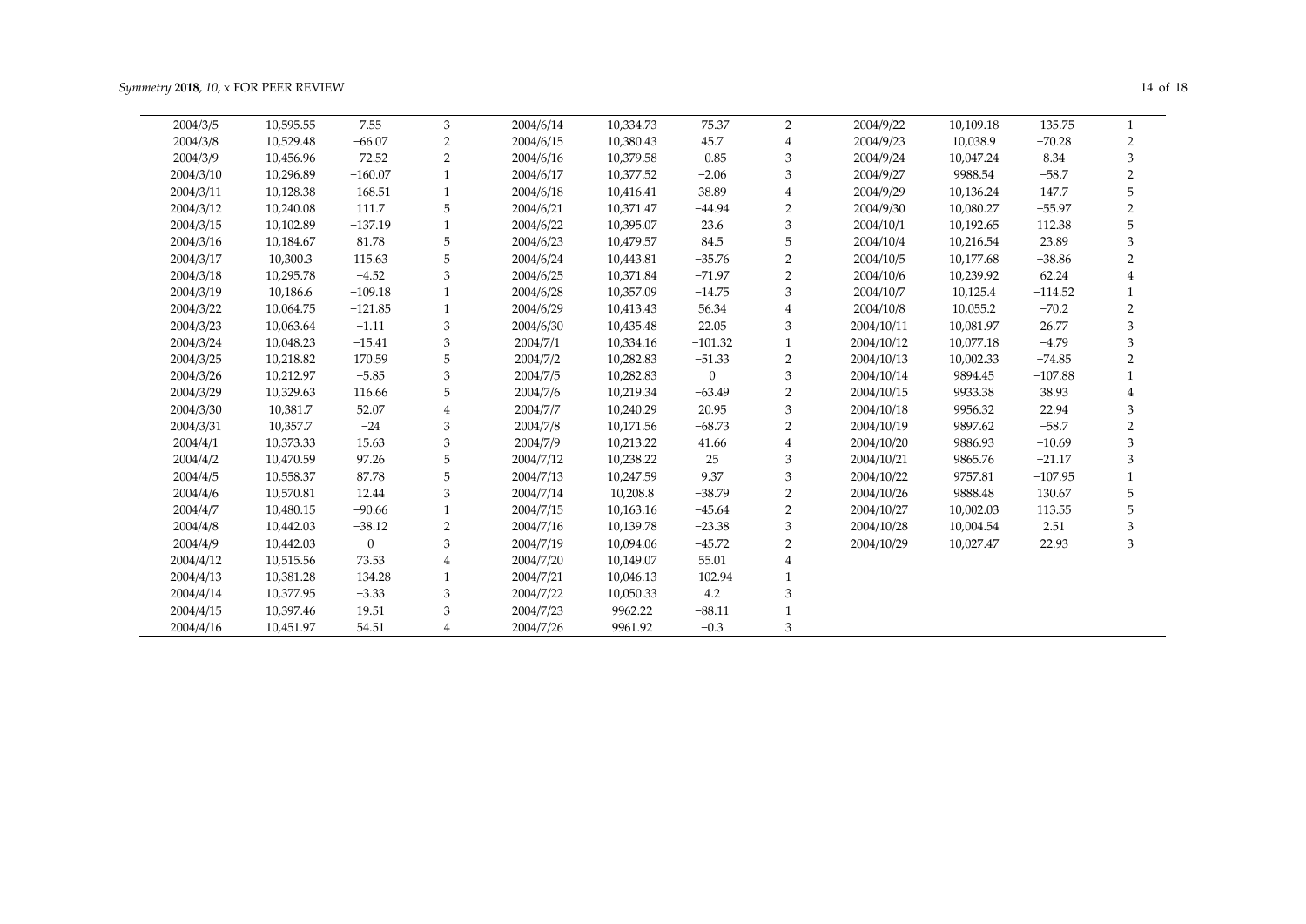| 2004/3/5 | 10,595.55 | 7.55 | 3 | 2004/6/14 | 10,334.73 | −75.37 | 2 | 2004/9/22 | 10,109.18 | −135.75 | 1 |
|---|---|---|---|---|---|---|---|---|---|---|---|
| 2004/3/8 | 10,529.48 | −66.07 | 2 | 2004/6/15 | 10,380.43 | 45.7 | 4 | 2004/9/23 | 10,038.9 | −70.28 | 2 |
| 2004/3/9 | 10,456.96 | −72.52 | 2 | 2004/6/16 | 10,379.58 | −0.85 | 3 | 2004/9/24 | 10,047.24 | 8.34 | 3 |
| 2004/3/10 | 10,296.89 | −160.07 | 1 | 2004/6/17 | 10,377.52 | −2.06 | 3 | 2004/9/27 | 9988.54 | −58.7 | 2 |
| 2004/3/11 | 10,128.38 | −168.51 | 1 | 2004/6/18 | 10,416.41 | 38.89 | 4 | 2004/9/29 | 10,136.24 | 147.7 | 5 |
| 2004/3/12 | 10,240.08 | 111.7 | 5 | 2004/6/21 | 10,371.47 | −44.94 | 2 | 2004/9/30 | 10,080.27 | −55.97 | 2 |
| 2004/3/15 | 10,102.89 | −137.19 | 1 | 2004/6/22 | 10,395.07 | 23.6 | 3 | 2004/10/1 | 10,192.65 | 112.38 | 5 |
| 2004/3/16 | 10,184.67 | 81.78 | 5 | 2004/6/23 | 10,479.57 | 84.5 | 5 | 2004/10/4 | 10,216.54 | 23.89 | 3 |
| 2004/3/17 | 10,300.3 | 115.63 | 5 | 2004/6/24 | 10,443.81 | −35.76 | 2 | 2004/10/5 | 10,177.68 | −38.86 | 2 |
| 2004/3/18 | 10,295.78 | −4.52 | 3 | 2004/6/25 | 10,371.84 | −71.97 | 2 | 2004/10/6 | 10,239.92 | 62.24 | 4 |
| 2004/3/19 | 10,186.6 | −109.18 | 1 | 2004/6/28 | 10,357.09 | −14.75 | 3 | 2004/10/7 | 10,125.4 | −114.52 | 1 |
| 2004/3/22 | 10,064.75 | −121.85 | 1 | 2004/6/29 | 10,413.43 | 56.34 | 4 | 2004/10/8 | 10,055.2 | −70.2 | 2 |
| 2004/3/23 | 10,063.64 | −1.11 | 3 | 2004/6/30 | 10,435.48 | 22.05 | 3 | 2004/10/11 | 10,081.97 | 26.77 | 3 |
| 2004/3/24 | 10,048.23 | −15.41 | 3 | 2004/7/1 | 10,334.16 | −101.32 | 1 | 2004/10/12 | 10,077.18 | −4.79 | 3 |
| 2004/3/25 | 10,218.82 | 170.59 | 5 | 2004/7/2 | 10,282.83 | −51.33 | 2 | 2004/10/13 | 10,002.33 | −74.85 | 2 |
| 2004/3/26 | 10,212.97 | −5.85 | 3 | 2004/7/5 | 10,282.83 | 0 | 3 | 2004/10/14 | 9894.45 | −107.88 | 1 |
| 2004/3/29 | 10,329.63 | 116.66 | 5 | 2004/7/6 | 10,219.34 | −63.49 | 2 | 2004/10/15 | 9933.38 | 38.93 | 4 |
| 2004/3/30 | 10,381.7 | 52.07 | 4 | 2004/7/7 | 10,240.29 | 20.95 | 3 | 2004/10/18 | 9956.32 | 22.94 | 3 |
| 2004/3/31 | 10,357.7 | −24 | 3 | 2004/7/8 | 10,171.56 | −68.73 | 2 | 2004/10/19 | 9897.62 | −58.7 | 2 |
| 2004/4/1 | 10,373.33 | 15.63 | 3 | 2004/7/9 | 10,213.22 | 41.66 | 4 | 2004/10/20 | 9886.93 | −10.69 | 3 |
| 2004/4/2 | 10,470.59 | 97.26 | 5 | 2004/7/12 | 10,238.22 | 25 | 3 | 2004/10/21 | 9865.76 | −21.17 | 3 |
| 2004/4/5 | 10,558.37 | 87.78 | 5 | 2004/7/13 | 10,247.59 | 9.37 | 3 | 2004/10/22 | 9757.81 | −107.95 | 1 |
| 2004/4/6 | 10,570.81 | 12.44 | 3 | 2004/7/14 | 10,208.8 | −38.79 | 2 | 2004/10/26 | 9888.48 | 130.67 | 5 |
| 2004/4/7 | 10,480.15 | −90.66 | 1 | 2004/7/15 | 10,163.16 | −45.64 | 2 | 2004/10/27 | 10,002.03 | 113.55 | 5 |
| 2004/4/8 | 10,442.03 | −38.12 | 2 | 2004/7/16 | 10,139.78 | −23.38 | 3 | 2004/10/28 | 10,004.54 | 2.51 | 3 |
| 2004/4/9 | 10,442.03 | 0 | 3 | 2004/7/19 | 10,094.06 | −45.72 | 2 | 2004/10/29 | 10,027.47 | 22.93 | 3 |
| 2004/4/12 | 10,515.56 | 73.53 | 4 | 2004/7/20 | 10,149.07 | 55.01 | 4 | | | | |
| 2004/4/13 | 10,381.28 | −134.28 | 1 | 2004/7/21 | 10,046.13 | −102.94 | 1 | | | | |
| 2004/4/14 | 10,377.95 | −3.33 | 3 | 2004/7/22 | 10,050.33 | 4.2 | 3 | | | | |
| 2004/4/15 | 10,397.46 | 19.51 | 3 | 2004/7/23 | 9962.22 | −88.11 | 1 | | | | |
| 2004/4/16 | 10,451.97 | 54.51 | 4 | 2004/7/26 | 9961.92 | −0.3 | 3 | | | | |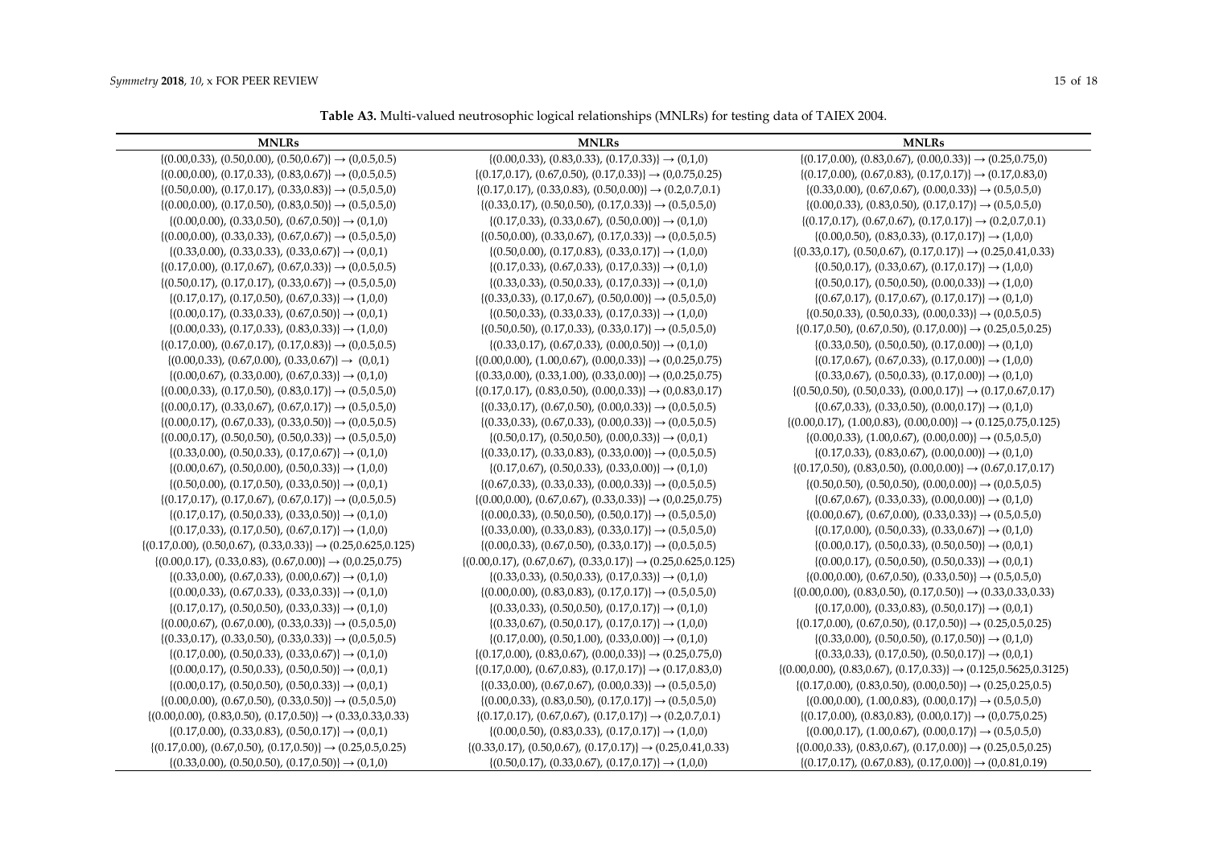**Table A3.** Multi-valued neutrosophic logical relationships (MNLRs) for testing data of TAIEX 2004.

| MNLRs | MNLRs | MNLRs |
|---|---|---|
| {(0.00,0.33), (0.50,0.00), (0.50,0.67)} → (0,0.5,0.5) | {(0.00,0.33), (0.83,0.33), (0.17,0.33)} → (0,1,0) | {(0.17,0.00), (0.83,0.67), (0.00,0.33)} → (0.25,0.75,0) |
| {(0.00,0.00), (0.17,0.33), (0.83,0.67)} → (0,0.5,0.5) | {(0.17,0.17), (0.67,0.50), (0.17,0.33)} → (0,0.75,0.25) | {(0.17,0.00), (0.67,0.83), (0.17,0.17)} → (0.17,0.83,0) |
| {(0.50,0.00), (0.17,0.17), (0.33,0.83)} → (0.5,0.5,0) | {(0.17,0.17), (0.33,0.83), (0.50,0.00)} → (0.2,0.7,0.1) | {(0.33,0.00), (0.67,0.67), (0.00,0.33)} → (0.5,0.5,0) |
| {(0.00,0.00), (0.17,0.50), (0.83,0.50)} → (0.5,0.5,0) | {(0.33,0.17), (0.50,0.50), (0.17,0.33)} → (0.5,0.5,0) | {(0.00,0.33), (0.83,0.50), (0.17,0.17)} → (0.5,0.5,0) |
| {(0.00,0.00), (0.33,0.50), (0.67,0.50)} → (0,1,0) | {(0.17,0.33), (0.33,0.67), (0.50,0.00)} → (0,1,0) | {(0.17,0.17), (0.67,0.67), (0.17,0.17)} → (0.2,0.7,0.1) |
| {(0.00,0.00), (0.33,0.33), (0.67,0.67)} → (0.5,0.5,0) | {(0.50,0.00), (0.33,0.67), (0.17,0.33)} → (0,0.5,0.5) | {(0.00,0.50), (0.83,0.33), (0.17,0.17)} → (1,0,0) |
| {(0.33,0.00), (0.33,0.33), (0.33,0.67)} → (0,0,1) | {(0.50,0.00), (0.17,0.83), (0.33,0.17)} → (1,0,0) | {(0.33,0.17), (0.50,0.67), (0.17,0.17)} → (0.25,0.41,0.33) |
| {(0.17,0.00), (0.17,0.67), (0.67,0.33)} → (0,0.5,0.5) | {(0.17,0.33), (0.67,0.33), (0.17,0.33)} → (0,1,0) | {(0.50,0.17), (0.33,0.67), (0.17,0.17)} → (1,0,0) |
| {(0.50,0.17), (0.17,0.17), (0.33,0.67)} → (0.5,0.5,0) | {(0.33,0.33), (0.50,0.33), (0.17,0.33)} → (0,1,0) | {(0.50,0.17), (0.50,0.50), (0.00,0.33)} → (1,0,0) |
| {(0.17,0.17), (0.17,0.50), (0.67,0.33)} → (1,0,0) | {(0.33,0.33), (0.17,0.67), (0.50,0.00)} → (0.5,0.5,0) | {(0.67,0.17), (0.17,0.67), (0.17,0.17)} → (0,1,0) |
| {(0.00,0.17), (0.33,0.33), (0.67,0.50)} → (0,0,1) | {(0.50,0.33), (0.33,0.33), (0.17,0.33)} → (1,0,0) | {(0.50,0.33), (0.50,0.33), (0.00,0.33)} → (0,0.5,0.5) |
| {(0.00,0.33), (0.17,0.33), (0.83,0.33)} → (1,0,0) | {(0.50,0.50), (0.17,0.33), (0.33,0.17)} → (0.5,0.5,0) | {(0.17,0.50), (0.67,0.50), (0.17,0.00)} → (0.25,0.5,0.25) |
| {(0.17,0.00), (0.67,0.17), (0.17,0.83)} → (0,0.5,0.5) | {(0.33,0.17), (0.67,0.33), (0.00,0.50)} → (0,1,0) | {(0.33,0.50), (0.50,0.50), (0.17,0.00)} → (0,1,0) |
| {(0.00,0.33), (0.67,0.00), (0.33,0.67)} → (0,0,1) | {(0.00,0.00), (1.00,0.67), (0.00,0.33)} → (0,0.25,0.75) | {(0.17,0.67), (0.67,0.33), (0.17,0.00)} → (1,0,0) |
| {(0.00,0.67), (0.33,0.00), (0.67,0.33)} → (0,1,0) | {(0.33,0.00), (0.33,1.00), (0.33,0.00)} → (0,0.25,0.75) | {(0.33,0.67), (0.50,0.33), (0.17,0.00)} → (0,1,0) |
| {(0.00,0.33), (0.17,0.50), (0.83,0.17)} → (0.5,0.5,0) | {(0.17,0.17), (0.83,0.50), (0.00,0.33)} → (0,0.83,0.17) | {(0.50,0.50), (0.50,0.33), (0.00,0.17)} → (0.17,0.67,0.17) |
| {(0.00,0.17), (0.33,0.67), (0.67,0.17)} → (0.5,0.5,0) | {(0.33,0.17), (0.67,0.50), (0.00,0.33)} → (0,0.5,0.5) | {(0.67,0.33), (0.33,0.50), (0.00,0.17)} → (0,1,0) |
| {(0.00,0.17), (0.67,0.33), (0.33,0.50)} → (0,0.5,0.5) | {(0.33,0.33), (0.67,0.33), (0.00,0.33)} → (0,0.5,0.5) | {(0.00,0.17), (1.00,0.83), (0.00,0.00)} → (0.125,0.75,0.125) |
| {(0.00,0.17), (0.50,0.50), (0.50,0.33)} → (0.5,0.5,0) | {(0.50,0.17), (0.50,0.50), (0.00,0.33)} → (0,0,1) | {(0.00,0.33), (1.00,0.67), (0.00,0.00)} → (0.5,0.5,0) |
| {(0.33,0.00), (0.50,0.33), (0.17,0.67)} → (0,1,0) | {(0.33,0.17), (0.33,0.83), (0.33,0.00)} → (0,0.5,0.5) | {(0.17,0.33), (0.83,0.67), (0.00,0.00)} → (0,1,0) |
| {(0.00,0.67), (0.50,0.00), (0.50,0.33)} → (1,0,0) | {(0.17,0.67), (0.50,0.33), (0.33,0.00)} → (0,1,0) | {(0.17,0.50), (0.83,0.50), (0.00,0.00)} → (0.67,0.17,0.17) |
| {(0.50,0.00), (0.17,0.50), (0.33,0.50)} → (0,0,1) | {(0.67,0.33), (0.33,0.33), (0.00,0.33)} → (0,0.5,0.5) | {(0.50,0.50), (0.50,0.50), (0.00,0.00)} → (0,0.5,0.5) |
| {(0.17,0.17), (0.17,0.67), (0.67,0.17)} → (0,0.5,0.5) | {(0.00,0.00), (0.67,0.67), (0.33,0.33)} → (0,0.25,0.75) | {(0.67,0.67), (0.33,0.33), (0.00,0.00)} → (0,1,0) |
| {(0.17,0.17), (0.50,0.33), (0.33,0.50)} → (0,1,0) | {(0.00,0.33), (0.50,0.50), (0.50,0.17)} → (0.5,0.5,0) | {(0.00,0.67), (0.67,0.00), (0.33,0.33)} → (0.5,0.5,0) |
| {(0.17,0.33), (0.17,0.50), (0.67,0.17)} → (1,0,0) | {(0.33,0.00), (0.33,0.83), (0.33,0.17)} → (0.5,0.5,0) | {(0.17,0.00), (0.50,0.33), (0.33,0.67)} → (0,1,0) |
| {(0.17,0.00), (0.50,0.67), (0.33,0.33)} → (0.25,0.625,0.125) | {(0.00,0.33), (0.67,0.50), (0.33,0.17)} → (0,0.5,0.5) | {(0.00,0.17), (0.50,0.50), (0.50,0.50)} → (0,0,1) |
| {(0.00,0.17), (0.33,0.83), (0.67,0.00)} → (0,0.25,0.75) | {(0.00,0.17), (0.67,0.67), (0.33,0.17)} → (0.25,0.625,0.125) | {(0.00,0.17), (0.50,0.50), (0.50,0.33)} → (0,0,1) |
| {(0.33,0.00), (0.67,0.33), (0.00,0.67)} → (0,1,0) | {(0.33,0.33), (0.50,0.33), (0.17,0.33)} → (0,1,0) | {(0.00,0.00), (0.67,0.50), (0.33,0.50)} → (0.5,0.5,0) |
| {(0.00,0.33), (0.67,0.33), (0.33,0.33)} → (0,1,0) | {(0.00,0.00), (0.83,0.83), (0.17,0.17)} → (0.5,0.5,0) | {(0.00,0.00), (0.83,0.50), (0.17,0.50)} → (0.33,0.33,0.33) |
| {(0.17,0.17), (0.50,0.50), (0.33,0.33)} → (0,1,0) | {(0.33,0.33), (0.50,0.50), (0.17,0.17)} → (0,1,0) | {(0.17,0.00), (0.33,0.83), (0.50,0.17)} → (0,0,1) |
| {(0.00,0.67), (0.67,0.00), (0.33,0.33)} → (0.5,0.5,0) | {(0.33,0.67), (0.50,0.17), (0.17,0.17)} → (1,0,0) | {(0.17,0.00), (0.67,0.50), (0.17,0.50)} → (0.25,0.5,0.25) |
| {(0.33,0.17), (0.33,0.50), (0.33,0.33)} → (0,0.5,0.5) | {(0.17,0.00), (0.50,1.00), (0.33,0.00)} → (0,1,0) | {(0.33,0.00), (0.50,0.50), (0.17,0.50)} → (0,1,0) |
| {(0.17,0.00), (0.50,0.33), (0.33,0.67)} → (0,1,0) | {(0.17,0.00), (0.83,0.67), (0.00,0.33)} → (0.25,0.75,0) | {(0.33,0.33), (0.17,0.50), (0.50,0.17)} → (0,0,1) |
| {(0.00,0.17), (0.50,0.33), (0.50,0.50)} → (0,0,1) | {(0.17,0.00), (0.67,0.83), (0.17,0.17)} → (0.17,0.83,0) | {(0.00,0.00), (0.83,0.67), (0.17,0.33)} → (0.125,0.5625,0.3125) |
| {(0.00,0.17), (0.50,0.50), (0.50,0.33)} → (0,0,1) | {(0.33,0.00), (0.67,0.67), (0.00,0.33)} → (0.5,0.5,0) | {(0.17,0.00), (0.83,0.50), (0.00,0.50)} → (0.25,0.25,0.5) |
| {(0.00,0.00), (0.67,0.50), (0.33,0.50)} → (0.5,0.5,0) | {(0.00,0.33), (0.83,0.50), (0.17,0.17)} → (0.5,0.5,0) | {(0.00,0.00), (1.00,0.83), (0.00,0.17)} → (0.5,0.5,0) |
| {(0.00,0.00), (0.83,0.50), (0.17,0.50)} → (0.33,0.33,0.33) | {(0.17,0.17), (0.67,0.67), (0.17,0.17)} → (0.2,0.7,0.1) | {(0.17,0.00), (0.83,0.83), (0.00,0.17)} → (0,0.75,0.25) |
| {(0.17,0.00), (0.33,0.83), (0.50,0.17)} → (0,0,1) | {(0.00,0.50), (0.83,0.33), (0.17,0.17)} → (1,0,0) | {(0.00,0.17), (1.00,0.67), (0.00,0.17)} → (0.5,0.5,0) |
| {(0.17,0.00), (0.67,0.50), (0.17,0.50)} → (0.25,0.5,0.25) | {(0.33,0.17), (0.50,0.67), (0.17,0.17)} → (0.25,0.41,0.33) | {(0.00,0.33), (0.83,0.67), (0.17,0.00)} → (0.25,0.5,0.25) |
| {(0.33,0.00), (0.50,0.50), (0.17,0.50)} → (0,1,0) | {(0.50,0.17), (0.33,0.67), (0.17,0.17)} → (1,0,0) | {(0.17,0.17), (0.67,0.83), (0.17,0.00)} → (0,0.81,0.19) |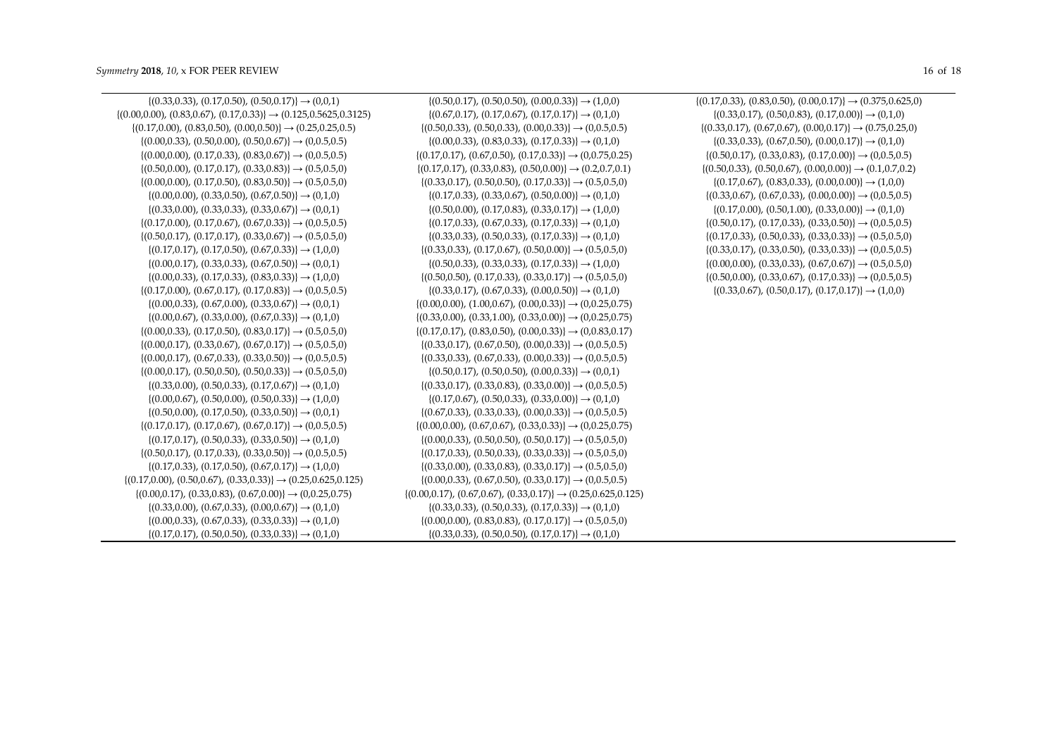{(0.33,0.33), (0.17,0.50), (0.50,0.17)} → (0,0,1)
{(0.00,0.00), (0.83,0.67), (0.17,0.33)} → (0.125,0.5625,0.3125)
{(0.17,0.00), (0.83,0.50), (0.00,0.50)} → (0.25,0.25,0.5)
{(0.00,0.33), (0.50,0.00), (0.50,0.67)} → (0,0.5,0.5)
{(0.00,0.00), (0.17,0.33), (0.83,0.67)} → (0,0.5,0.5)
{(0.50,0.00), (0.17,0.17), (0.33,0.83)} → (0.5,0.5,0)
{(0.00,0.00), (0.17,0.50), (0.83,0.50)} → (0.5,0.5,0)
{(0.00,0.00), (0.33,0.50), (0.67,0.50)} → (0,1,0)
{(0.33,0.00), (0.33,0.33), (0.33,0.67)} → (0,0,1)
{(0.17,0.00), (0.17,0.67), (0.67,0.33)} → (0,0.5,0.5)
{(0.50,0.17), (0.17,0.17), (0.33,0.67)} → (0.5,0.5,0)
{(0.17,0.17), (0.17,0.50), (0.67,0.33)} → (1,0,0)
{(0.00,0.17), (0.33,0.33), (0.67,0.50)} → (0,0,1)
{(0.00,0.33), (0.17,0.33), (0.83,0.33)} → (1,0,0)
{(0.17,0.00), (0.67,0.17), (0.17,0.83)} → (0,0.5,0.5)
{(0.00,0.33), (0.67,0.00), (0.33,0.67)} → (0,0,1)
{(0.00,0.67), (0.33,0.00), (0.67,0.33)} → (0,1,0)
{(0.00,0.33), (0.17,0.50), (0.83,0.17)} → (0.5,0.5,0)
{(0.00,0.17), (0.33,0.67), (0.67,0.17)} → (0.5,0.5,0)
{(0.00,0.17), (0.67,0.33), (0.33,0.50)} → (0,0.5,0.5)
{(0.00,0.17), (0.50,0.50), (0.50,0.33)} → (0.5,0.5,0)
{(0.33,0.00), (0.50,0.33), (0.17,0.67)} → (0,1,0)
{(0.00,0.67), (0.50,0.00), (0.50,0.33)} → (1,0,0)
{(0.50,0.00), (0.17,0.50), (0.33,0.50)} → (0,0,1)
{(0.17,0.17), (0.17,0.67), (0.67,0.17)} → (0,0.5,0.5)
{(0.17,0.17), (0.50,0.33), (0.33,0.50)} → (0,1,0)
{(0.50,0.17), (0.17,0.33), (0.33,0.50)} → (0,0.5,0.5)
{(0.17,0.33), (0.17,0.50), (0.67,0.17)} → (1,0,0)
{(0.17,0.00), (0.50,0.67), (0.33,0.33)} → (0.25,0.625,0.125)
{(0.00,0.17), (0.33,0.83), (0.67,0.00)} → (0,0.25,0.75)
{(0.33,0.00), (0.67,0.33), (0.00,0.67)} → (0,1,0)
{(0.00,0.33), (0.67,0.33), (0.33,0.33)} → (0,1,0)
{(0.17,0.17), (0.50,0.50), (0.33,0.33)} → (0,1,0)
{(0.50,0.17), (0.50,0.50), (0.00,0.33)} → (1,0,0)
{(0.67,0.17), (0.17,0.67), (0.17,0.17)} → (0,1,0)
{(0.50,0.33), (0.50,0.33), (0.00,0.33)} → (0,0.5,0.5)
{(0.00,0.33), (0.83,0.33), (0.17,0.33)} → (0,1,0)
{(0.17,0.17), (0.67,0.50), (0.17,0.33)} → (0,0.75,0.25)
{(0.17,0.17), (0.33,0.83), (0.50,0.00)} → (0.2,0.7,0.1)
{(0.33,0.17), (0.50,0.50), (0.17,0.33)} → (0.5,0.5,0)
{(0.17,0.33), (0.33,0.67), (0.50,0.00)} → (0,1,0)
{(0.50,0.00), (0.17,0.83), (0.33,0.17)} → (1,0,0)
{(0.17,0.33), (0.67,0.33), (0.17,0.33)} → (0,1,0)
{(0.33,0.33), (0.50,0.33), (0.17,0.33)} → (0,1,0)
{(0.33,0.33), (0.17,0.67), (0.50,0.00)} → (0.5,0.5,0)
{(0.50,0.33), (0.33,0.33), (0.17,0.33)} → (1,0,0)
{(0.50,0.50), (0.17,0.33), (0.33,0.17)} → (0.5,0.5,0)
{(0.33,0.17), (0.67,0.33), (0.00,0.50)} → (0,1,0)
{(0.00,0.00), (1.00,0.67), (0.00,0.33)} → (0,0.25,0.75)
{(0.33,0.00), (0.33,1.00), (0.33,0.00)} → (0,0.25,0.75)
{(0.17,0.17), (0.83,0.50), (0.00,0.33)} → (0,0.83,0.17)
{(0.33,0.17), (0.67,0.50), (0.00,0.33)} → (0,0.5,0.5)
{(0.33,0.33), (0.67,0.33), (0.00,0.33)} → (0,0.5,0.5)
{(0.50,0.17), (0.50,0.50), (0.00,0.33)} → (0,0,1)
{(0.33,0.17), (0.33,0.83), (0.33,0.00)} → (0,0.5,0.5)
{(0.17,0.67), (0.50,0.33), (0.33,0.00)} → (0,1,0)
{(0.67,0.33), (0.33,0.33), (0.00,0.33)} → (0,0.5,0.5)
{(0.00,0.00), (0.67,0.67), (0.33,0.33)} → (0,0.25,0.75)
{(0.00,0.33), (0.50,0.50), (0.50,0.17)} → (0.5,0.5,0)
{(0.17,0.33), (0.50,0.33), (0.33,0.33)} → (0.5,0.5,0)
{(0.33,0.00), (0.33,0.83), (0.33,0.17)} → (0.5,0.5,0)
{(0.00,0.33), (0.67,0.50), (0.33,0.17)} → (0,0.5,0.5)
{(0.00,0.17), (0.67,0.67), (0.33,0.17)} → (0.25,0.625,0.125)
{(0.33,0.33), (0.50,0.33), (0.17,0.33)} → (0,1,0)
{(0.00,0.00), (0.83,0.83), (0.17,0.17)} → (0.5,0.5,0)
{(0.33,0.33), (0.50,0.50), (0.17,0.17)} → (0,1,0)
{(0.17,0.33), (0.83,0.50), (0.00,0.17)} → (0.375,0.625,0)
{(0.33,0.17), (0.50,0.83), (0.17,0.00)} → (0,1,0)
{(0.33,0.17), (0.67,0.67), (0.00,0.17)} → (0.75,0.25,0)
{(0.33,0.33), (0.67,0.50), (0.00,0.17)} → (0,1,0)
{(0.50,0.17), (0.33,0.83), (0.17,0.00)} → (0,0.5,0.5)
{(0.50,0.33), (0.50,0.67), (0.00,0.00)} → (0.1,0.7,0.2)
{(0.17,0.67), (0.83,0.33), (0.00,0.00)} → (1,0,0)
{(0.33,0.67), (0.67,0.33), (0.00,0.00)} → (0,0.5,0.5)
{(0.17,0.00), (0.50,1.00), (0.33,0.00)} → (0,1,0)
{(0.50,0.17), (0.17,0.33), (0.33,0.50)} → (0,0.5,0.5)
{(0.17,0.33), (0.50,0.33), (0.33,0.33)} → (0.5,0.5,0)
{(0.33,0.17), (0.33,0.50), (0.33,0.33)} → (0,0.5,0.5)
{(0.00,0.00), (0.33,0.33), (0.67,0.67)} → (0.5,0.5,0)
{(0.50,0.00), (0.33,0.67), (0.17,0.33)} → (0,0.5,0.5)
{(0.33,0.67), (0.50,0.17), (0.17,0.17)} → (1,0,0)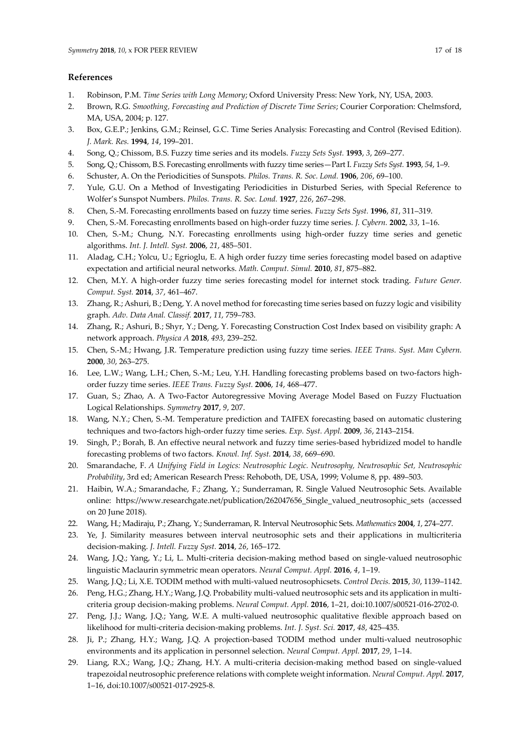## References

1. Robinson, P.M. *Time Series with Long Memory*; Oxford University Press: New York, NY, USA, 2003.
2. Brown, R.G. *Smoothing, Forecasting and Prediction of Discrete Time Series*; Courier Corporation: Chelmsford, MA, USA, 2004; p. 127.
3. Box, G.E.P.; Jenkins, G.M.; Reinsel, G.C. Time Series Analysis: Forecasting and Control (Revised Edition). *J. Mark. Res.* **1994**, *14*, 199–201.
4. Song, Q.; Chissom, B.S. Fuzzy time series and its models. *Fuzzy Sets Syst.* **1993**, *3*, 269–277.
5. Song, Q.; Chissom, B.S. Forecasting enrollments with fuzzy time series—Part I. *Fuzzy Sets Syst.* **1993**, *54*, 1–9.
6. Schuster, A. On the Periodicities of Sunspots. *Philos. Trans. R. Soc. Lond.* **1906**, *206*, 69–100.
7. Yule, G.U. On a Method of Investigating Periodicities in Disturbed Series, with Special Reference to Wolfer's Sunspot Numbers. *Philos. Trans. R. Soc. Lond.* **1927**, *226*, 267–298.
8. Chen, S.-M. Forecasting enrollments based on fuzzy time series. *Fuzzy Sets Syst.* **1996**, *81*, 311–319.
9. Chen, S.-M. Forecasting enrollments based on high-order fuzzy time series. *J. Cybern.* **2002**, *33*, 1–16.
10. Chen, S.-M.; Chung, N.Y. Forecasting enrollments using high-order fuzzy time series and genetic algorithms. *Int. J. Intell. Syst.* **2006**, *21*, 485–501.
11. Aladag, C.H.; Yolcu, U.; Egrioglu, E. A high order fuzzy time series forecasting model based on adaptive expectation and artificial neural networks. *Math. Comput. Simul.* **2010**, *81*, 875–882.
12. Chen, M.Y. A high-order fuzzy time series forecasting model for internet stock trading. *Future Gener. Comput. Syst.* **2014**, *37*, 461–467.
13. Zhang, R.; Ashuri, B.; Deng, Y. A novel method for forecasting time series based on fuzzy logic and visibility graph. *Adv. Data Anal. Classif.* **2017**, *11*, 759–783.
14. Zhang, R.; Ashuri, B.; Shyr, Y.; Deng, Y. Forecasting Construction Cost Index based on visibility graph: A network approach. *Physica A* **2018**, *493*, 239–252.
15. Chen, S.-M.; Hwang, J.R. Temperature prediction using fuzzy time series. *IEEE Trans. Syst. Man Cybern.* **2000**, *30*, 263–275.
16. Lee, L.W.; Wang, L.H.; Chen, S.-M.; Leu, Y.H. Handling forecasting problems based on two-factors high-order fuzzy time series. *IEEE Trans. Fuzzy Syst.* **2006**, *14*, 468–477.
17. Guan, S.; Zhao, A. A Two-Factor Autoregressive Moving Average Model Based on Fuzzy Fluctuation Logical Relationships. *Symmetry* **2017**, *9*, 207.
18. Wang, N.Y.; Chen, S.-M. Temperature prediction and TAIFEX forecasting based on automatic clustering techniques and two-factors high-order fuzzy time series. *Exp. Syst. Appl.* **2009**, *36*, 2143–2154.
19. Singh, P.; Borah, B. An effective neural network and fuzzy time series-based hybridized model to handle forecasting problems of two factors. *Knowl. Inf. Syst.* **2014**, *38*, 669–690.
20. Smarandache, F. *A Unifying Field in Logics: Neutrosophic Logic. Neutrosophy, Neutrosophic Set, Neutrosophic Probability*, 3rd ed; American Research Press: Rehoboth, DE, USA, 1999; Volume 8, pp. 489–503.
21. Haibin, W.A.; Smarandache, F.; Zhang, Y.; Sunderraman, R. Single Valued Neutrosophic Sets. Available online: https://www.researchgate.net/publication/262047656_Single_valued_neutrosophic_sets (accessed on 20 June 2018).
22. Wang, H.; Madiraju, P.; Zhang, Y.; Sunderraman, R. Interval Neutrosophic Sets. *Mathematics* **2004**, *1*, 274–277.
23. Ye, J. Similarity measures between interval neutrosophic sets and their applications in multicriteria decision-making. *J. Intell. Fuzzy Syst.* **2014**, *26*, 165–172.
24. Wang, J.Q.; Yang, Y.; Li, L. Multi-criteria decision-making method based on single-valued neutrosophic linguistic Maclaurin symmetric mean operators. *Neural Comput. Appl.* **2016**, *4*, 1–19.
25. Wang, J.Q.; Li, X.E. TODIM method with multi-valued neutrosophicsets. *Control Decis.* **2015**, *30*, 1139–1142.
26. Peng, H.G.; Zhang, H.Y.; Wang, J.Q. Probability multi-valued neutrosophic sets and its application in multi-criteria group decision-making problems. *Neural Comput. Appl.* **2016**, 1–21, doi:10.1007/s00521-016-2702-0.
27. Peng, J.J.; Wang, J.Q.; Yang, W.E. A multi-valued neutrosophic qualitative flexible approach based on likelihood for multi-criteria decision-making problems. *Int. J. Syst. Sci.* **2017**, *48*, 425–435.
28. Ji, P.; Zhang, H.Y.; Wang, J.Q. A projection-based TODIM method under multi-valued neutrosophic environments and its application in personnel selection. *Neural Comput. Appl.* **2017**, *29*, 1–14.
29. Liang, R.X.; Wang, J.Q.; Zhang, H.Y. A multi-criteria decision-making method based on single-valued trapezoidal neutrosophic preference relations with complete weight information. *Neural Comput. Appl.* **2017**, 1–16, doi:10.1007/s00521-017-2925-8.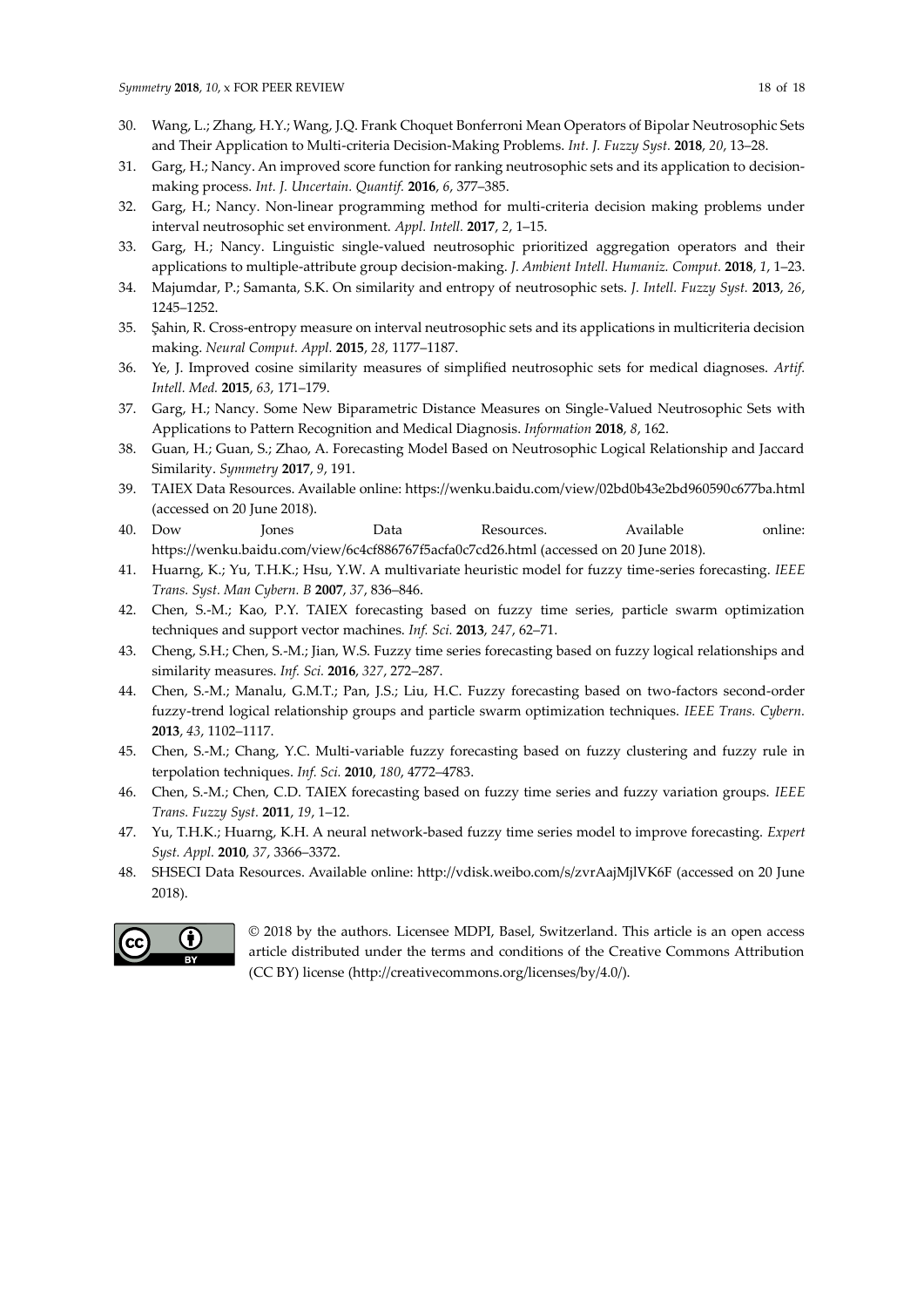30. Wang, L.; Zhang, H.Y.; Wang, J.Q. Frank Choquet Bonferroni Mean Operators of Bipolar Neutrosophic Sets and Their Application to Multi-criteria Decision-Making Problems. *Int. J. Fuzzy Syst.* **2018**, *20*, 13–28.
31. Garg, H.; Nancy. An improved score function for ranking neutrosophic sets and its application to decision-making process. *Int. J. Uncertain. Quantif.* **2016**, *6*, 377–385.
32. Garg, H.; Nancy. Non-linear programming method for multi-criteria decision making problems under interval neutrosophic set environment. *Appl. Intell.* **2017**, *2*, 1–15.
33. Garg, H.; Nancy. Linguistic single-valued neutrosophic prioritized aggregation operators and their applications to multiple-attribute group decision-making. *J. Ambient Intell. Humaniz. Comput.* **2018**, *1*, 1–23.
34. Majumdar, P.; Samanta, S.K. On similarity and entropy of neutrosophic sets. *J. Intell. Fuzzy Syst.* **2013**, *26*, 1245–1252.
35. Şahin, R. Cross-entropy measure on interval neutrosophic sets and its applications in multicriteria decision making. *Neural Comput. Appl.* **2015**, *28*, 1177–1187.
36. Ye, J. Improved cosine similarity measures of simplified neutrosophic sets for medical diagnoses. *Artif. Intell. Med.* **2015**, *63*, 171–179.
37. Garg, H.; Nancy. Some New Biparametric Distance Measures on Single-Valued Neutrosophic Sets with Applications to Pattern Recognition and Medical Diagnosis. *Information* **2018**, *8*, 162.
38. Guan, H.; Guan, S.; Zhao, A. Forecasting Model Based on Neutrosophic Logical Relationship and Jaccard Similarity. *Symmetry* **2017**, *9*, 191.
39. TAIEX Data Resources. Available online: https://wenku.baidu.com/view/02bd0b43e2bd960590c677ba.html (accessed on 20 June 2018).
40. Dow Jones Data Resources. Available online: https://wenku.baidu.com/view/6c4cf886767f5acfa0c7cd26.html (accessed on 20 June 2018).
41. Huarng, K.; Yu, T.H.K.; Hsu, Y.W. A multivariate heuristic model for fuzzy time-series forecasting. *IEEE Trans. Syst. Man Cybern. B* **2007**, *37*, 836–846.
42. Chen, S.-M.; Kao, P.Y. TAIEX forecasting based on fuzzy time series, particle swarm optimization techniques and support vector machines. *Inf. Sci.* **2013**, *247*, 62–71.
43. Cheng, S.H.; Chen, S.-M.; Jian, W.S. Fuzzy time series forecasting based on fuzzy logical relationships and similarity measures. *Inf. Sci.* **2016**, *327*, 272–287.
44. Chen, S.-M.; Manalu, G.M.T.; Pan, J.S.; Liu, H.C. Fuzzy forecasting based on two-factors second-order fuzzy-trend logical relationship groups and particle swarm optimization techniques. *IEEE Trans. Cybern.* **2013**, *43*, 1102–1117.
45. Chen, S.-M.; Chang, Y.C. Multi-variable fuzzy forecasting based on fuzzy clustering and fuzzy rule in terpolation techniques. *Inf. Sci.* **2010**, *180*, 4772–4783.
46. Chen, S.-M.; Chen, C.D. TAIEX forecasting based on fuzzy time series and fuzzy variation groups. *IEEE Trans. Fuzzy Syst.* **2011**, *19*, 1–12.
47. Yu, T.H.K.; Huarng, K.H. A neural network-based fuzzy time series model to improve forecasting. *Expert Syst. Appl.* **2010**, *37*, 3366–3372.
48. SHSECI Data Resources. Available online: http://vdisk.weibo.com/s/zvrAajMjlVK6F (accessed on 20 June 2018).

© 2018 by the authors. Licensee MDPI, Basel, Switzerland. This article is an open access article distributed under the terms and conditions of the Creative Commons Attribution (CC BY) license (http://creativecommons.org/licenses/by/4.0/).